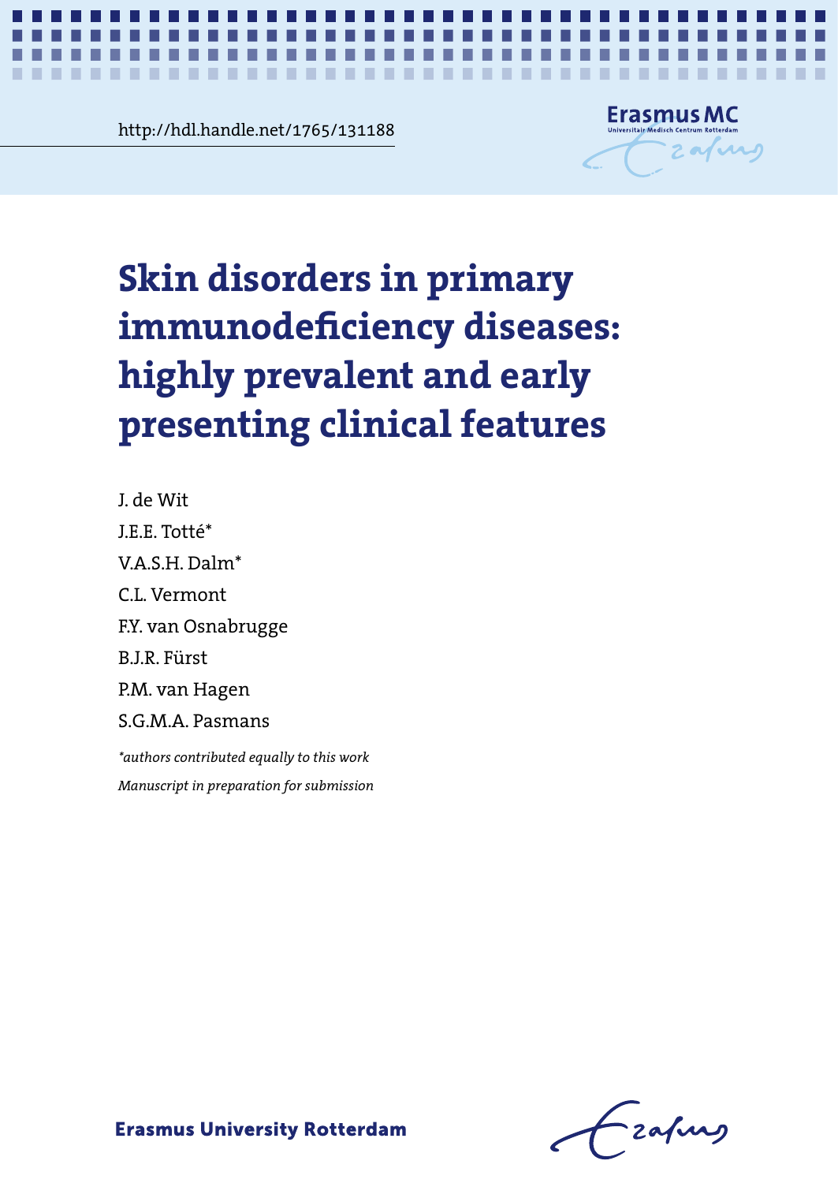http://hdl.handle.net/1765/131188

# Skin disorders in primary immunodeficiency diseases: highly prevalent and early presenting clinical features

J. de Wit

J.E.E. Totté*

V.A.S.H. Dalm*

C.L. Vermont

F.Y. van Osnabrugge

B.J.R. Fürst

P.M. van Hagen

S.G.M.A. Pasmans

*\*authors contributed equally to this work*

*Manuscript in preparation for submission*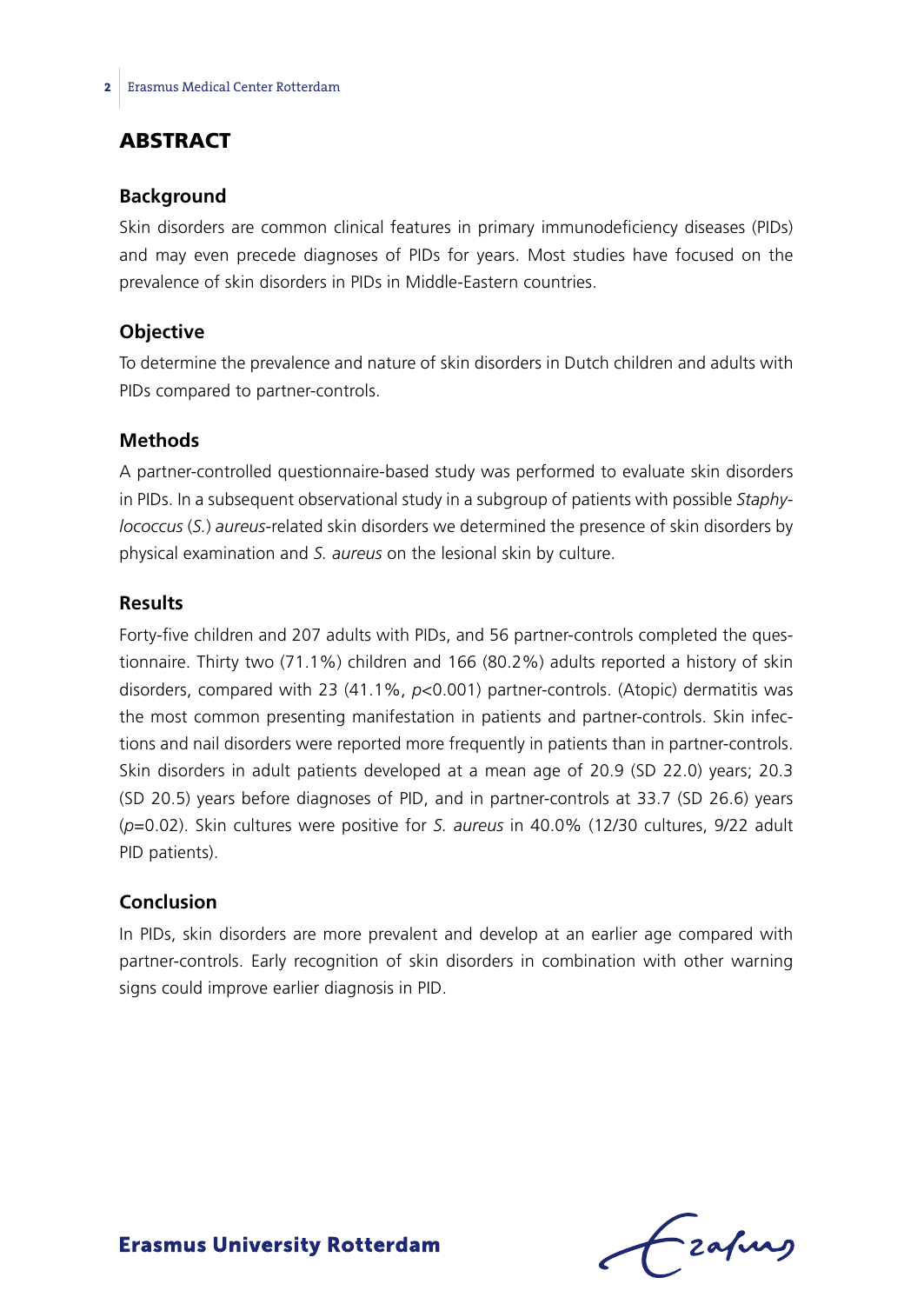## ABSTRACT

### Background

Skin disorders are common clinical features in primary immunodeficiency diseases (PIDs) and may even precede diagnoses of PIDs for years. Most studies have focused on the prevalence of skin disorders in PIDs in Middle-Eastern countries.

### Objective

To determine the prevalence and nature of skin disorders in Dutch children and adults with PIDs compared to partner-controls.

### Methods

A partner-controlled questionnaire-based study was performed to evaluate skin disorders in PIDs. In a subsequent observational study in a subgroup of patients with possible *Staphylococcus* (*S.*) *aureus*-related skin disorders we determined the presence of skin disorders by physical examination and *S. aureus* on the lesional skin by culture.

### Results

Forty-five children and 207 adults with PIDs, and 56 partner-controls completed the questionnaire. Thirty two (71.1%) children and 166 (80.2%) adults reported a history of skin disorders, compared with 23 (41.1%, $p<0.001$) partner-controls. (Atopic) dermatitis was the most common presenting manifestation in patients and partner-controls. Skin infections and nail disorders were reported more frequently in patients than in partner-controls. Skin disorders in adult patients developed at a mean age of 20.9 (SD 22.0) years; 20.3 (SD 20.5) years before diagnoses of PID, and in partner-controls at 33.7 (SD 26.6) years ($p=0.02$). Skin cultures were positive for *S. aureus* in 40.0% (12/30 cultures, 9/22 adult PID patients).

### Conclusion

In PIDs, skin disorders are more prevalent and develop at an earlier age compared with partner-controls. Early recognition of skin disorders in combination with other warning signs could improve earlier diagnosis in PID.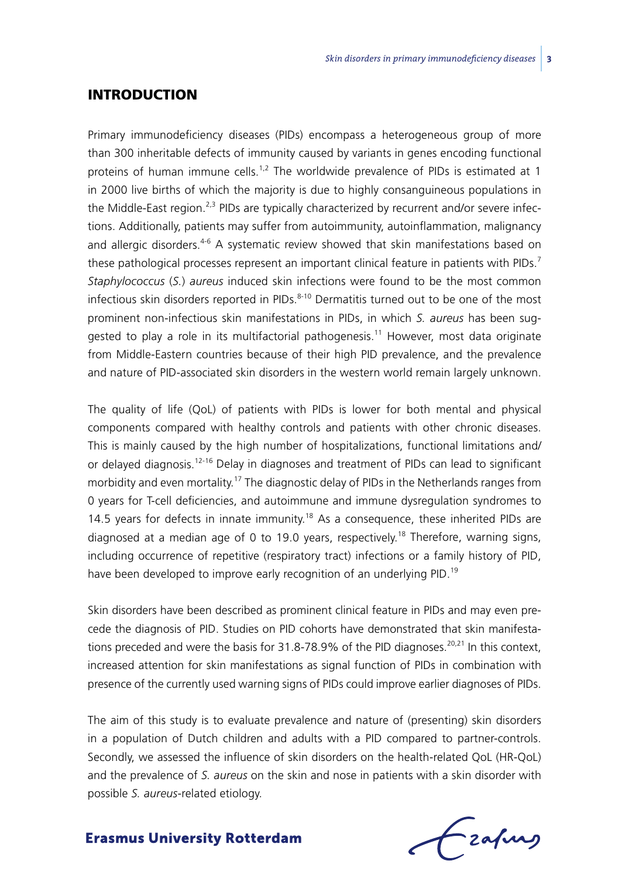## INTRODUCTION

Primary immunodeficiency diseases (PIDs) encompass a heterogeneous group of more than 300 inheritable defects of immunity caused by variants in genes encoding functional proteins of human immune cells.[1,2] The worldwide prevalence of PIDs is estimated at 1 in 2000 live births of which the majority is due to highly consanguineous populations in the Middle-East region.[2,3] PIDs are typically characterized by recurrent and/or severe infections. Additionally, patients may suffer from autoimmunity, autoinflammation, malignancy and allergic disorders.[4-6] A systematic review showed that skin manifestations based on these pathological processes represent an important clinical feature in patients with PIDs.[7] *Staphylococcus* (*S.*) *aureus* induced skin infections were found to be the most common infectious skin disorders reported in PIDs.[8-10] Dermatitis turned out to be one of the most prominent non-infectious skin manifestations in PIDs, in which *S. aureus* has been suggested to play a role in its multifactorial pathogenesis.[11] However, most data originate from Middle-Eastern countries because of their high PID prevalence, and the prevalence and nature of PID-associated skin disorders in the western world remain largely unknown.

The quality of life (QoL) of patients with PIDs is lower for both mental and physical components compared with healthy controls and patients with other chronic diseases. This is mainly caused by the high number of hospitalizations, functional limitations and/or delayed diagnosis.[12-16] Delay in diagnoses and treatment of PIDs can lead to significant morbidity and even mortality.[17] The diagnostic delay of PIDs in the Netherlands ranges from 0 years for T-cell deficiencies, and autoimmune and immune dysregulation syndromes to 14.5 years for defects in innate immunity.[18] As a consequence, these inherited PIDs are diagnosed at a median age of 0 to 19.0 years, respectively.[18] Therefore, warning signs, including occurrence of repetitive (respiratory tract) infections or a family history of PID, have been developed to improve early recognition of an underlying PID.[19]

Skin disorders have been described as prominent clinical feature in PIDs and may even precede the diagnosis of PID. Studies on PID cohorts have demonstrated that skin manifestations preceded and were the basis for 31.8-78.9% of the PID diagnoses.[20,21] In this context, increased attention for skin manifestations as signal function of PIDs in combination with presence of the currently used warning signs of PIDs could improve earlier diagnoses of PIDs.

The aim of this study is to evaluate prevalence and nature of (presenting) skin disorders in a population of Dutch children and adults with a PID compared to partner-controls. Secondly, we assessed the influence of skin disorders on the health-related QoL (HR-QoL) and the prevalence of *S. aureus* on the skin and nose in patients with a skin disorder with possible *S. aureus*-related etiology.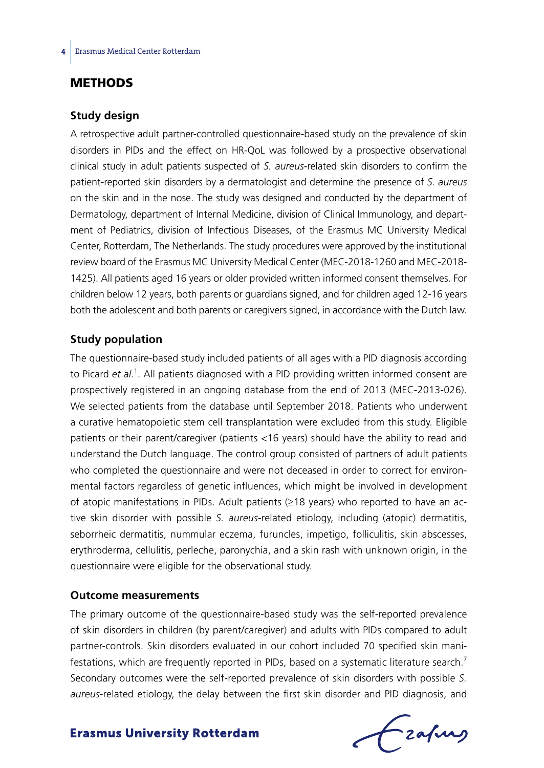## METHODS

### Study design

A retrospective adult partner-controlled questionnaire-based study on the prevalence of skin disorders in PIDs and the effect on HR-QoL was followed by a prospective observational clinical study in adult patients suspected of *S. aureus*-related skin disorders to confirm the patient-reported skin disorders by a dermatologist and determine the presence of *S. aureus* on the skin and in the nose. The study was designed and conducted by the department of Dermatology, department of Internal Medicine, division of Clinical Immunology, and department of Pediatrics, division of Infectious Diseases, of the Erasmus MC University Medical Center, Rotterdam, The Netherlands. The study procedures were approved by the institutional review board of the Erasmus MC University Medical Center (MEC-2018-1260 and MEC-2018-1425). All patients aged 16 years or older provided written informed consent themselves. For children below 12 years, both parents or guardians signed, and for children aged 12-16 years both the adolescent and both parents or caregivers signed, in accordance with the Dutch law.

### Study population

The questionnaire-based study included patients of all ages with a PID diagnosis according to Picard *et al.*[1]. All patients diagnosed with a PID providing written informed consent are prospectively registered in an ongoing database from the end of 2013 (MEC-2013-026). We selected patients from the database until September 2018. Patients who underwent a curative hematopoietic stem cell transplantation were excluded from this study. Eligible patients or their parent/caregiver (patients <16 years) should have the ability to read and understand the Dutch language. The control group consisted of partners of adult patients who completed the questionnaire and were not deceased in order to correct for environmental factors regardless of genetic influences, which might be involved in development of atopic manifestations in PIDs. Adult patients (≥18 years) who reported to have an active skin disorder with possible *S. aureus*-related etiology, including (atopic) dermatitis, seborrheic dermatitis, nummular eczema, furuncles, impetigo, folliculitis, skin abscesses, erythroderma, cellulitis, perleche, paronychia, and a skin rash with unknown origin, in the questionnaire were eligible for the observational study.

### Outcome measurements

The primary outcome of the questionnaire-based study was the self-reported prevalence of skin disorders in children (by parent/caregiver) and adults with PIDs compared to adult partner-controls. Skin disorders evaluated in our cohort included 70 specified skin manifestations, which are frequently reported in PIDs, based on a systematic literature search.[7] Secondary outcomes were the self-reported prevalence of skin disorders with possible *S. aureus*-related etiology, the delay between the first skin disorder and PID diagnosis, and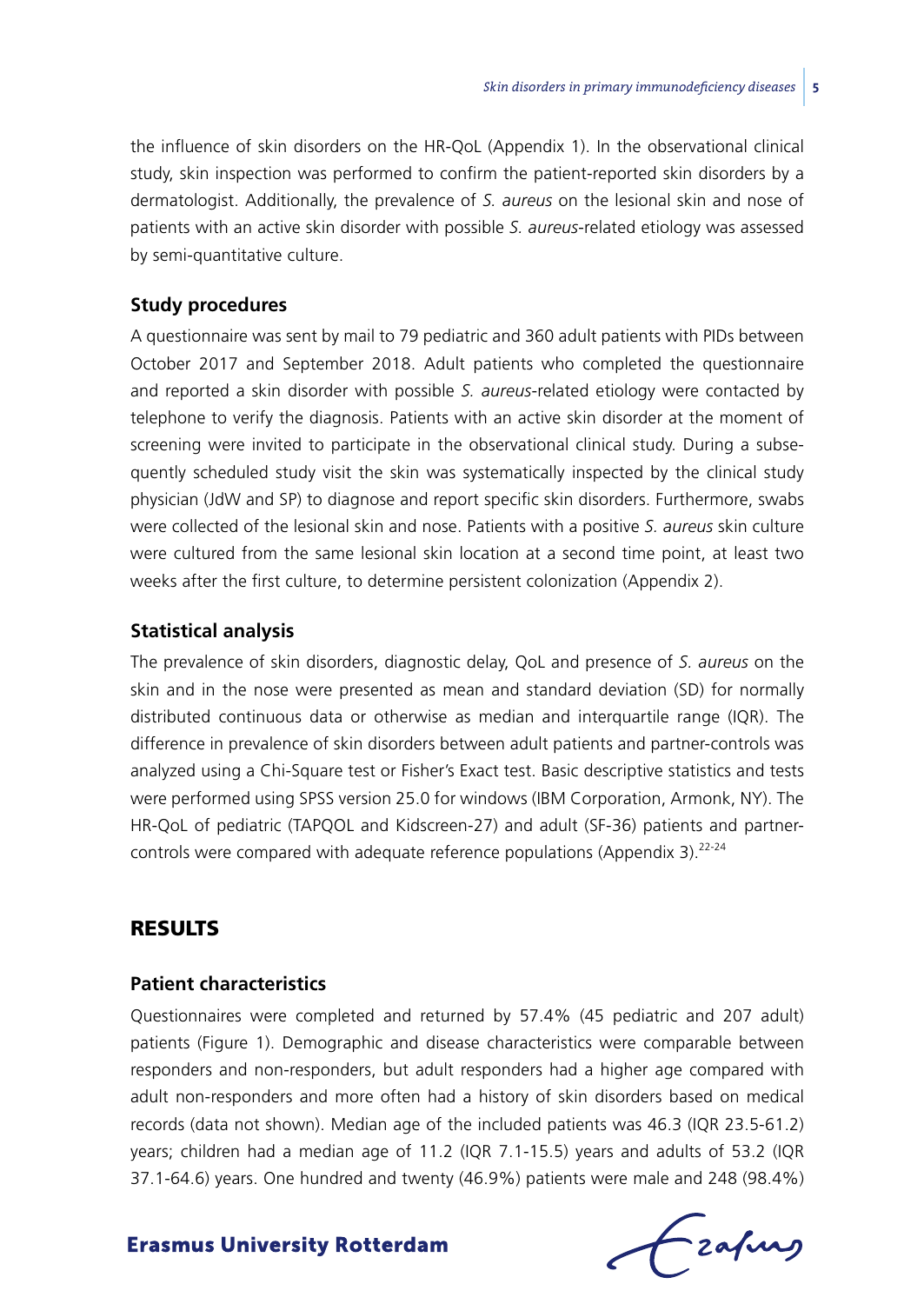the influence of skin disorders on the HR-QoL (Appendix 1). In the observational clinical study, skin inspection was performed to confirm the patient-reported skin disorders by a dermatologist. Additionally, the prevalence of *S. aureus* on the lesional skin and nose of patients with an active skin disorder with possible *S. aureus*-related etiology was assessed by semi-quantitative culture.

### Study procedures

A questionnaire was sent by mail to 79 pediatric and 360 adult patients with PIDs between October 2017 and September 2018. Adult patients who completed the questionnaire and reported a skin disorder with possible *S. aureus*-related etiology were contacted by telephone to verify the diagnosis. Patients with an active skin disorder at the moment of screening were invited to participate in the observational clinical study. During a subsequently scheduled study visit the skin was systematically inspected by the clinical study physician (JdW and SP) to diagnose and report specific skin disorders. Furthermore, swabs were collected of the lesional skin and nose. Patients with a positive *S. aureus* skin culture were cultured from the same lesional skin location at a second time point, at least two weeks after the first culture, to determine persistent colonization (Appendix 2).

### Statistical analysis

The prevalence of skin disorders, diagnostic delay, QoL and presence of *S. aureus* on the skin and in the nose were presented as mean and standard deviation (SD) for normally distributed continuous data or otherwise as median and interquartile range (IQR). The difference in prevalence of skin disorders between adult patients and partner-controls was analyzed using a Chi-Square test or Fisher's Exact test. Basic descriptive statistics and tests were performed using SPSS version 25.0 for windows (IBM Corporation, Armonk, NY). The HR-QoL of pediatric (TAPQOL and Kidscreen-27) and adult (SF-36) patients and partner-controls were compared with adequate reference populations (Appendix 3).[22-24]

## RESULTS

### Patient characteristics

Questionnaires were completed and returned by 57.4% (45 pediatric and 207 adult) patients (Figure 1). Demographic and disease characteristics were comparable between responders and non-responders, but adult responders had a higher age compared with adult non-responders and more often had a history of skin disorders based on medical records (data not shown). Median age of the included patients was 46.3 (IQR 23.5-61.2) years; children had a median age of 11.2 (IQR 7.1-15.5) years and adults of 53.2 (IQR 37.1-64.6) years. One hundred and twenty (46.9%) patients were male and 248 (98.4%)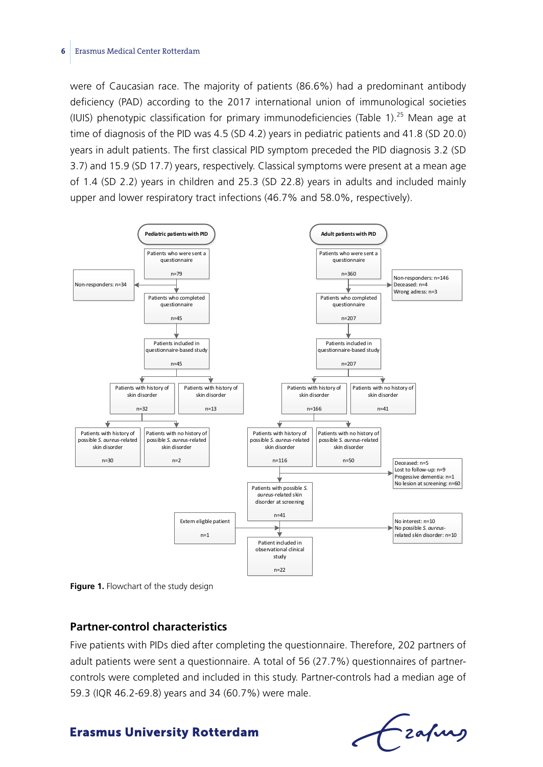were of Caucasian race. The majority of patients (86.6%) had a predominant antibody deficiency (PAD) according to the 2017 international union of immunological societies (IUIS) phenotypic classification for primary immunodeficiencies (Table 1).[25] Mean age at time of diagnosis of the PID was 4.5 (SD 4.2) years in pediatric patients and 41.8 (SD 20.0) years in adult patients. The first classical PID symptom preceded the PID diagnosis 3.2 (SD 3.7) and 15.9 (SD 17.7) years, respectively. Classical symptoms were present at a mean age of 1.4 (SD 2.2) years in children and 25.3 (SD 22.8) years in adults and included mainly upper and lower respiratory tract infections (46.7% and 58.0%, respectively).

**Pediatric patients with PID**

- Patients who were sent a questionnaire n=79
- Non-responders: n=34
- Patients who completed questionnaire n=45
- Patients included in questionnaire-based study n=45
- Patients with history of skin disorder n=32
  - Patients with history of possible *S. aureus*-related skin disorder n=30
  - Patients with no history of possible *S. aureus*-related skin disorder n=2
- Patients with history of skin disorder n=13

**Adult patients with PID**

- Patients who were sent a questionnaire n=360
- Non-responders: n=146; Deceased: n=4; Wrong adress: n=3
- Patients who completed questionnaire n=207
- Patients included in questionnaire-based study n=207
- Patients with history of skin disorder n=166
  - Patients with history of possible *S. aureus*-related skin disorder n=116
  - Patients with no history of possible *S. aureus*-related skin disorder n=50
- Patients with no history of skin disorder n=41
- Deceased: n=5; Lost to follow-up: n=9; Progessive dementia: n=1; No lesion at screening: n=60
- Patients with possible *S. aureus*-related skin disorder at screening n=41
- Extern eligble patient n=1
- No interest: n=10; No possible *S. aureus*-related skin disorder: n=10
- Patient included in observational clinical study n=22

**Figure 1.** Flowchart of the study design

## Partner-control characteristics

Five patients with PIDs died after completing the questionnaire. Therefore, 202 partners of adult patients were sent a questionnaire. A total of 56 (27.7%) questionnaires of partner-controls were completed and included in this study. Partner-controls had a median age of 59.3 (IQR 46.2-69.8) years and 34 (60.7%) were male.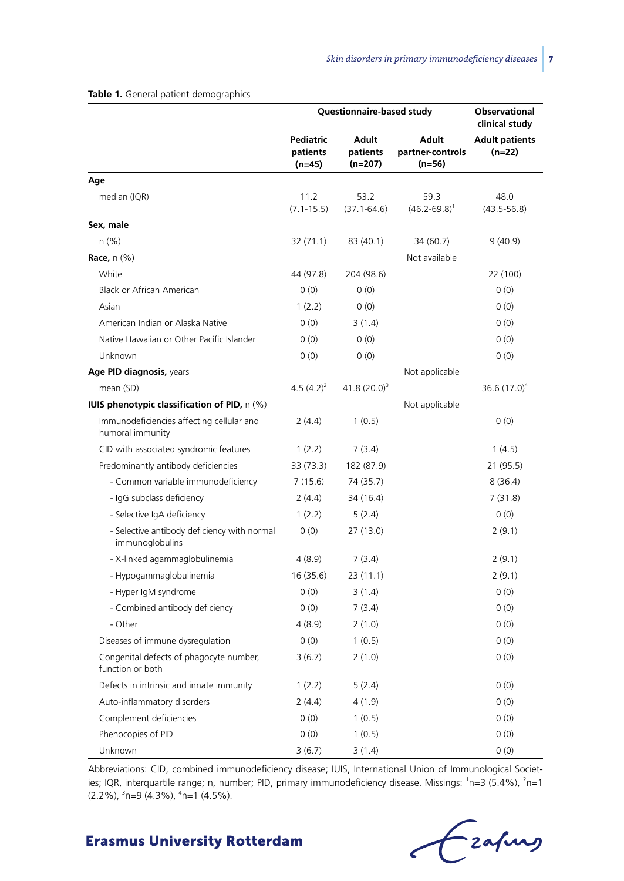**Table 1.** General patient demographics

| | Questionnaire-based study | | | Observational clinical study |
|---|---|---|---|---|
| | Pediatric patients (n=45) | Adult patients (n=207) | Adult partner-controls (n=56) | Adult patients (n=22) |
| **Age** | | | | |
| median (IQR) | 11.2 (7.1-15.5) | 53.2 (37.1-64.6) | 59.3 (46.2-69.8)[1] | 48.0 (43.5-56.8) |
| **Sex, male** | | | | |
| n (%) | 32 (71.1) | 83 (40.1) | 34 (60.7) | 9 (40.9) |
| **Race,** n (%) | | | Not available | |
| White | 44 (97.8) | 204 (98.6) | | 22 (100) |
| Black or African American | 0 (0) | 0 (0) | | 0 (0) |
| Asian | 1 (2.2) | 0 (0) | | 0 (0) |
| American Indian or Alaska Native | 0 (0) | 3 (1.4) | | 0 (0) |
| Native Hawaiian or Other Pacific Islander | 0 (0) | 0 (0) | | 0 (0) |
| Unknown | 0 (0) | 0 (0) | | 0 (0) |
| **Age PID diagnosis,** years | | | Not applicable | |
| mean (SD) | 4.5 (4.2)[2] | 41.8 (20.0)[3] | | 36.6 (17.0)[4] |
| **IUIS phenotypic classification of PID,** n (%) | | | Not applicable | |
| Immunodeficiencies affecting cellular and humoral immunity | 2 (4.4) | 1 (0.5) | | 0 (0) |
| CID with associated syndromic features | 1 (2.2) | 7 (3.4) | | 1 (4.5) |
| Predominantly antibody deficiencies | 33 (73.3) | 182 (87.9) | | 21 (95.5) |
| - Common variable immunodeficiency | 7 (15.6) | 74 (35.7) | | 8 (36.4) |
| - IgG subclass deficiency | 2 (4.4) | 34 (16.4) | | 7 (31.8) |
| - Selective IgA deficiency | 1 (2.2) | 5 (2.4) | | 0 (0) |
| - Selective antibody deficiency with normal immunoglobulins | 0 (0) | 27 (13.0) | | 2 (9.1) |
| - X-linked agammaglobulinemia | 4 (8.9) | 7 (3.4) | | 2 (9.1) |
| - Hypogammaglobulinemia | 16 (35.6) | 23 (11.1) | | 2 (9.1) |
| - Hyper IgM syndrome | 0 (0) | 3 (1.4) | | 0 (0) |
| - Combined antibody deficiency | 0 (0) | 7 (3.4) | | 0 (0) |
| - Other | 4 (8.9) | 2 (1.0) | | 0 (0) |
| Diseases of immune dysregulation | 0 (0) | 1 (0.5) | | 0 (0) |
| Congenital defects of phagocyte number, function or both | 3 (6.7) | 2 (1.0) | | 0 (0) |
| Defects in intrinsic and innate immunity | 1 (2.2) | 5 (2.4) | | 0 (0) |
| Auto-inflammatory disorders | 2 (4.4) | 4 (1.9) | | 0 (0) |
| Complement deficiencies | 0 (0) | 1 (0.5) | | 0 (0) |
| Phenocopies of PID | 0 (0) | 1 (0.5) | | 0 (0) |
| Unknown | 3 (6.7) | 3 (1.4) | | 0 (0) |

Abbreviations: CID, combined immunodeficiency disease; IUIS, International Union of Immunological Societies; IQR, interquartile range; n, number; PID, primary immunodeficiency disease. Missings: [1]n=3 (5.4%), [2]n=1 (2.2%), [3]n=9 (4.3%), [4]n=1 (4.5%).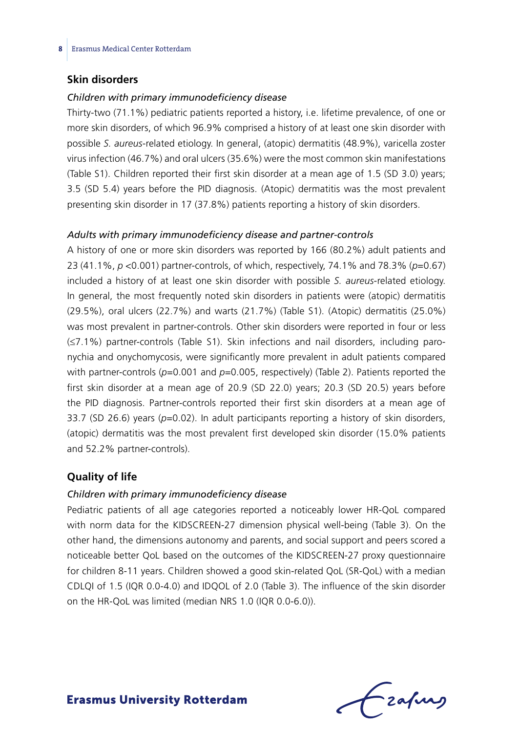## Skin disorders

### *Children with primary immunodeficiency disease*

Thirty-two (71.1%) pediatric patients reported a history, i.e. lifetime prevalence, of one or more skin disorders, of which 96.9% comprised a history of at least one skin disorder with possible *S. aureus*-related etiology. In general, (atopic) dermatitis (48.9%), varicella zoster virus infection (46.7%) and oral ulcers (35.6%) were the most common skin manifestations (Table S1). Children reported their first skin disorder at a mean age of 1.5 (SD 3.0) years; 3.5 (SD 5.4) years before the PID diagnosis. (Atopic) dermatitis was the most prevalent presenting skin disorder in 17 (37.8%) patients reporting a history of skin disorders.

### *Adults with primary immunodeficiency disease and partner-controls*

A history of one or more skin disorders was reported by 166 (80.2%) adult patients and 23 (41.1%, $p < 0.001$) partner-controls, of which, respectively, 74.1% and 78.3% ($p = 0.67$) included a history of at least one skin disorder with possible *S. aureus*-related etiology. In general, the most frequently noted skin disorders in patients were (atopic) dermatitis (29.5%), oral ulcers (22.7%) and warts (21.7%) (Table S1). (Atopic) dermatitis (25.0%) was most prevalent in partner-controls. Other skin disorders were reported in four or less (≤7.1%) partner-controls (Table S1). Skin infections and nail disorders, including paronychia and onychomycosis, were significantly more prevalent in adult patients compared with partner-controls ($p = 0.001$ and $p = 0.005$, respectively) (Table 2). Patients reported the first skin disorder at a mean age of 20.9 (SD 22.0) years; 20.3 (SD 20.5) years before the PID diagnosis. Partner-controls reported their first skin disorders at a mean age of 33.7 (SD 26.6) years ($p = 0.02$). In adult participants reporting a history of skin disorders, (atopic) dermatitis was the most prevalent first developed skin disorder (15.0% patients and 52.2% partner-controls).

## Quality of life

### *Children with primary immunodeficiency disease*

Pediatric patients of all age categories reported a noticeably lower HR-QoL compared with norm data for the KIDSCREEN-27 dimension physical well-being (Table 3). On the other hand, the dimensions autonomy and parents, and social support and peers scored a noticeable better QoL based on the outcomes of the KIDSCREEN-27 proxy questionnaire for children 8-11 years. Children showed a good skin-related QoL (SR-QoL) with a median CDLQI of 1.5 (IQR 0.0-4.0) and IDQOL of 2.0 (Table 3). The influence of the skin disorder on the HR-QoL was limited (median NRS 1.0 (IQR 0.0-6.0)).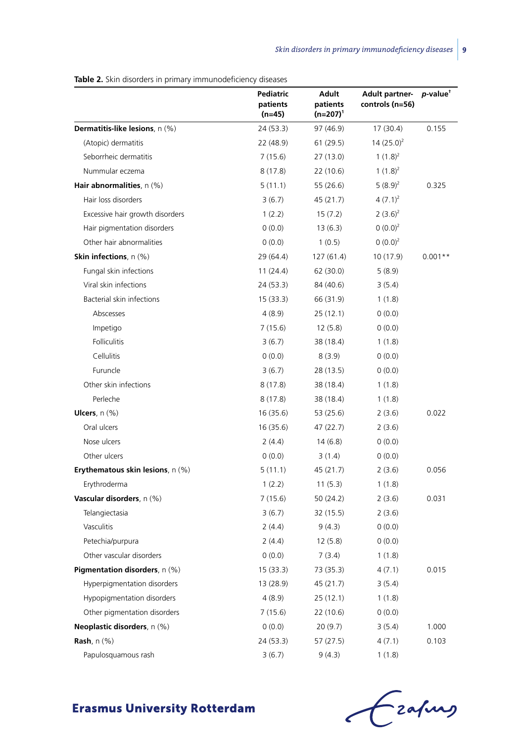**Table 2.** Skin disorders in primary immunodeficiency diseases

| | Pediatric patients (n=45) | Adult patients (n=207)[1] | Adult partner-controls (n=56) | *p*-value[†] |
|---|---|---|---|---|
| **Dermatitis-like lesions**, n (%) | 24 (53.3) | 97 (46.9) | 17 (30.4) | 0.155 |
| (Atopic) dermatitis | 22 (48.9) | 61 (29.5) | 14 (25.0)[2] | |
| Seborrheic dermatitis | 7 (15.6) | 27 (13.0) | 1 (1.8)[2] | |
| Nummular eczema | 8 (17.8) | 22 (10.6) | 1 (1.8)[2] | |
| **Hair abnormalities**, n (%) | 5 (11.1) | 55 (26.6) | 5 (8.9)[2] | 0.325 |
| Hair loss disorders | 3 (6.7) | 45 (21.7) | 4 (7.1)[2] | |
| Excessive hair growth disorders | 1 (2.2) | 15 (7.2) | 2 (3.6)[2] | |
| Hair pigmentation disorders | 0 (0.0) | 13 (6.3) | 0 (0.0)[2] | |
| Other hair abnormalities | 0 (0.0) | 1 (0.5) | 0 (0.0)[2] | |
| **Skin infections**, n (%) | 29 (64.4) | 127 (61.4) | 10 (17.9) | 0.001** |
| Fungal skin infections | 11 (24.4) | 62 (30.0) | 5 (8.9) | |
| Viral skin infections | 24 (53.3) | 84 (40.6) | 3 (5.4) | |
| Bacterial skin infections | 15 (33.3) | 66 (31.9) | 1 (1.8) | |
| Abscesses | 4 (8.9) | 25 (12.1) | 0 (0.0) | |
| Impetigo | 7 (15.6) | 12 (5.8) | 0 (0.0) | |
| Folliculitis | 3 (6.7) | 38 (18.4) | 1 (1.8) | |
| Cellulitis | 0 (0.0) | 8 (3.9) | 0 (0.0) | |
| Furuncle | 3 (6.7) | 28 (13.5) | 0 (0.0) | |
| Other skin infections | 8 (17.8) | 38 (18.4) | 1 (1.8) | |
| Perleche | 8 (17.8) | 38 (18.4) | 1 (1.8) | |
| **Ulcers**, n (%) | 16 (35.6) | 53 (25.6) | 2 (3.6) | 0.022 |
| Oral ulcers | 16 (35.6) | 47 (22.7) | 2 (3.6) | |
| Nose ulcers | 2 (4.4) | 14 (6.8) | 0 (0.0) | |
| Other ulcers | 0 (0.0) | 3 (1.4) | 0 (0.0) | |
| **Erythematous skin lesions**, n (%) | 5 (11.1) | 45 (21.7) | 2 (3.6) | 0.056 |
| Erythroderma | 1 (2.2) | 11 (5.3) | 1 (1.8) | |
| **Vascular disorders**, n (%) | 7 (15.6) | 50 (24.2) | 2 (3.6) | 0.031 |
| Telangiectasia | 3 (6.7) | 32 (15.5) | 2 (3.6) | |
| Vasculitis | 2 (4.4) | 9 (4.3) | 0 (0.0) | |
| Petechia/purpura | 2 (4.4) | 12 (5.8) | 0 (0.0) | |
| Other vascular disorders | 0 (0.0) | 7 (3.4) | 1 (1.8) | |
| **Pigmentation disorders**, n (%) | 15 (33.3) | 73 (35.3) | 4 (7.1) | 0.015 |
| Hyperpigmentation disorders | 13 (28.9) | 45 (21.7) | 3 (5.4) | |
| Hypopigmentation disorders | 4 (8.9) | 25 (12.1) | 1 (1.8) | |
| Other pigmentation disorders | 7 (15.6) | 22 (10.6) | 0 (0.0) | |
| **Neoplastic disorders**, n (%) | 0 (0.0) | 20 (9.7) | 3 (5.4) | 1.000 |
| **Rash**, n (%) | 24 (53.3) | 57 (27.5) | 4 (7.1) | 0.103 |
| Papulosquamous rash | 3 (6.7) | 9 (4.3) | 1 (1.8) | |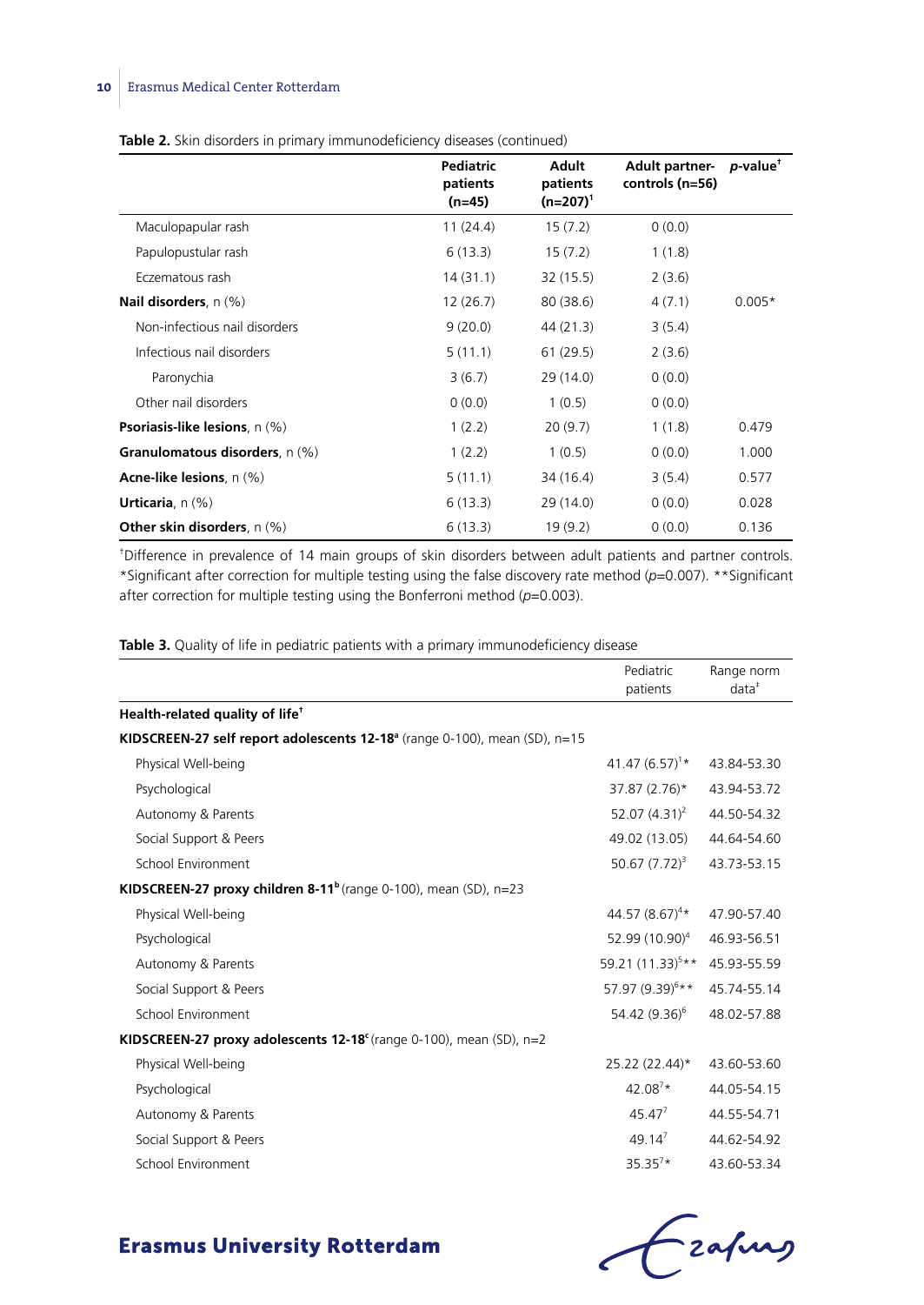**Table 2.** Skin disorders in primary immunodeficiency diseases (continued)

| | Pediatric patients (n=45) | Adult patients (n=207)[1] | Adult partner-controls (n=56) | *p*-value[†] |
|---|---|---|---|---|
| Maculopapular rash | 11 (24.4) | 15 (7.2) | 0 (0.0) | |
| Papulopustular rash | 6 (13.3) | 15 (7.2) | 1 (1.8) | |
| Eczematous rash | 14 (31.1) | 32 (15.5) | 2 (3.6) | |
| **Nail disorders**, n (%) | 12 (26.7) | 80 (38.6) | 4 (7.1) | 0.005* |
| Non-infectious nail disorders | 9 (20.0) | 44 (21.3) | 3 (5.4) | |
| Infectious nail disorders | 5 (11.1) | 61 (29.5) | 2 (3.6) | |
| Paronychia | 3 (6.7) | 29 (14.0) | 0 (0.0) | |
| Other nail disorders | 0 (0.0) | 1 (0.5) | 0 (0.0) | |
| **Psoriasis-like lesions**, n (%) | 1 (2.2) | 20 (9.7) | 1 (1.8) | 0.479 |
| **Granulomatous disorders**, n (%) | 1 (2.2) | 1 (0.5) | 0 (0.0) | 1.000 |
| **Acne-like lesions**, n (%) | 5 (11.1) | 34 (16.4) | 3 (5.4) | 0.577 |
| **Urticaria**, n (%) | 6 (13.3) | 29 (14.0) | 0 (0.0) | 0.028 |
| **Other skin disorders**, n (%) | 6 (13.3) | 19 (9.2) | 0 (0.0) | 0.136 |

[†]Difference in prevalence of 14 main groups of skin disorders between adult patients and partner controls. *Significant after correction for multiple testing using the false discovery rate method (*p*=0.007). **Significant after correction for multiple testing using the Bonferroni method (*p*=0.003).

**Table 3.** Quality of life in pediatric patients with a primary immunodeficiency disease

| | Pediatric patients | Range norm data[‡] |
|---|---|---|
| **Health-related quality of life[†]** | | |
| **KIDSCREEN-27 self report adolescents 12-18[a]** (range 0-100), mean (SD), n=15 | | |
| Physical Well-being | 41.47 (6.57)[1]* | 43.84-53.30 |
| Psychological | 37.87 (2.76)* | 43.94-53.72 |
| Autonomy & Parents | 52.07 (4.31)[2] | 44.50-54.32 |
| Social Support & Peers | 49.02 (13.05) | 44.64-54.60 |
| School Environment | 50.67 (7.72)[3] | 43.73-53.15 |
| **KIDSCREEN-27 proxy children 8-11[b]** (range 0-100), mean (SD), n=23 | | |
| Physical Well-being | 44.57 (8.67)[4]* | 47.90-57.40 |
| Psychological | 52.99 (10.90)[4] | 46.93-56.51 |
| Autonomy & Parents | 59.21 (11.33)[5]** | 45.93-55.59 |
| Social Support & Peers | 57.97 (9.39)[6]** | 45.74-55.14 |
| School Environment | 54.42 (9.36)[6] | 48.02-57.88 |
| **KIDSCREEN-27 proxy adolescents 12-18[c]** (range 0-100), mean (SD), n=2 | | |
| Physical Well-being | 25.22 (22.44)* | 43.60-53.60 |
| Psychological | 42.08[7]* | 44.05-54.15 |
| Autonomy & Parents | 45.47[7] | 44.55-54.71 |
| Social Support & Peers | 49.14[7] | 44.62-54.92 |
| School Environment | 35.35[7]* | 43.60-53.34 |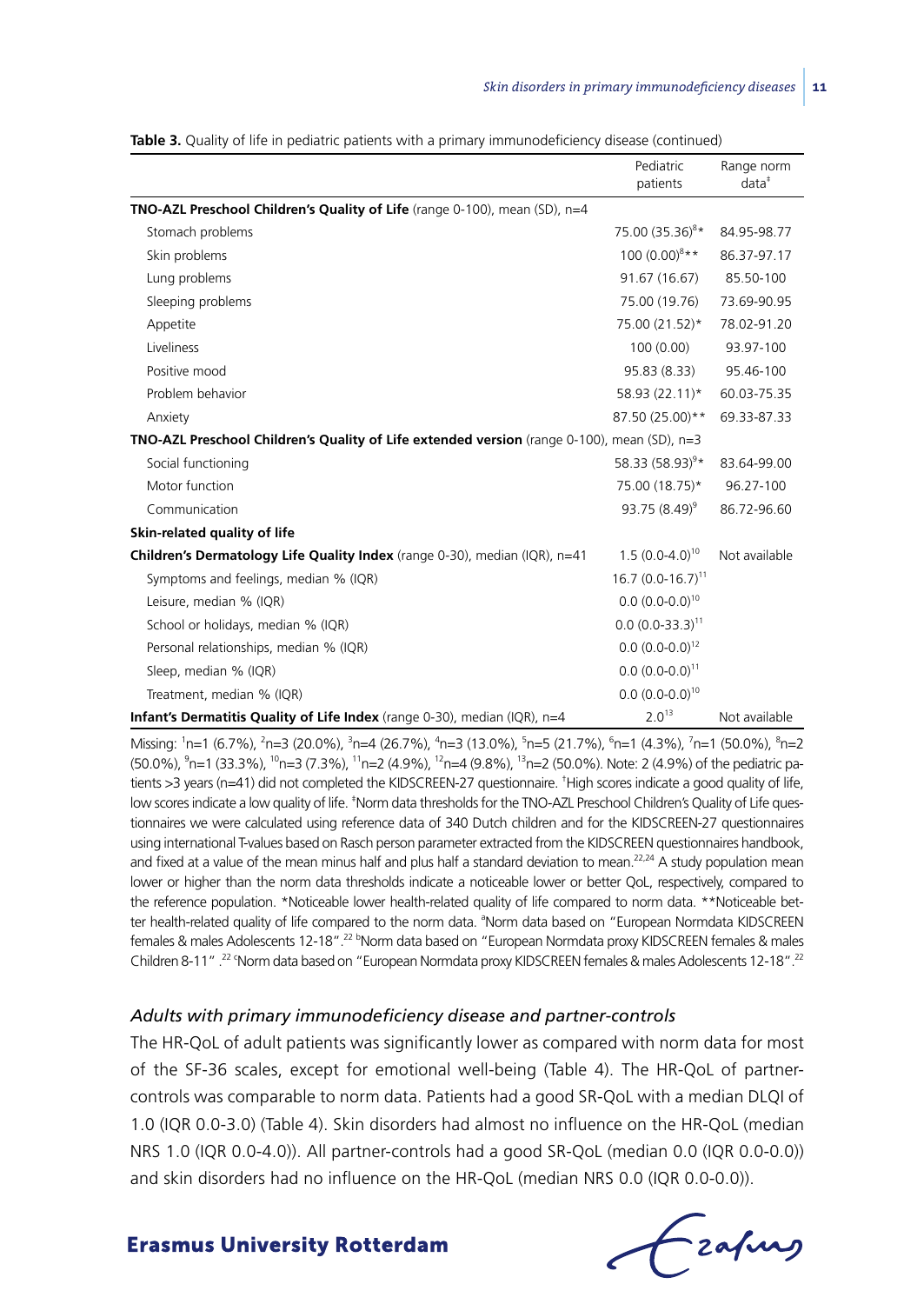**Table 3.** Quality of life in pediatric patients with a primary immunodeficiency disease (continued)

| | Pediatric patients | Range norm data[‡] |
|---|---|---|
| **TNO-AZL Preschool Children's Quality of Life** (range 0-100), mean (SD), n=4 | | |
| Stomach problems | 75.00 (35.36)[8]* | 84.95-98.77 |
| Skin problems | 100 (0.00)[8]** | 86.37-97.17 |
| Lung problems | 91.67 (16.67) | 85.50-100 |
| Sleeping problems | 75.00 (19.76) | 73.69-90.95 |
| Appetite | 75.00 (21.52)* | 78.02-91.20 |
| Liveliness | 100 (0.00) | 93.97-100 |
| Positive mood | 95.83 (8.33) | 95.46-100 |
| Problem behavior | 58.93 (22.11)* | 60.03-75.35 |
| Anxiety | 87.50 (25.00)** | 69.33-87.33 |
| **TNO-AZL Preschool Children's Quality of Life extended version** (range 0-100), mean (SD), n=3 | | |
| Social functioning | 58.33 (58.93)[9]* | 83.64-99.00 |
| Motor function | 75.00 (18.75)* | 96.27-100 |
| Communication | 93.75 (8.49)[9] | 86.72-96.60 |
| **Skin-related quality of life** | | |
| **Children's Dermatology Life Quality Index** (range 0-30), median (IQR), n=41 | 1.5 (0.0-4.0)[10] | Not available |
| Symptoms and feelings, median % (IQR) | 16.7 (0.0-16.7)[11] | |
| Leisure, median % (IQR) | 0.0 (0.0-0.0)[10] | |
| School or holidays, median % (IQR) | 0.0 (0.0-33.3)[11] | |
| Personal relationships, median % (IQR) | 0.0 (0.0-0.0)[12] | |
| Sleep, median % (IQR) | 0.0 (0.0-0.0)[11] | |
| Treatment, median % (IQR) | 0.0 (0.0-0.0)[10] | |
| **Infant's Dermatitis Quality of Life Index** (range 0-30), median (IQR), n=4 | 2.0[13] | Not available |

Missing: [1]n=1 (6.7%), [2]n=3 (20.0%), [3]n=4 (26.7%), [4]n=3 (13.0%), [5]n=5 (21.7%), [6]n=1 (4.3%), [7]n=1 (50.0%), [8]n=2 (50.0%), [9]n=1 (33.3%), [10]n=3 (7.3%), [11]n=2 (4.9%), [12]n=4 (9.8%), [13]n=2 (50.0%). Note: 2 (4.9%) of the pediatric patients >3 years (n=41) did not completed the KIDSCREEN-27 questionnaire. [†]High scores indicate a good quality of life, low scores indicate a low quality of life. [‡]Norm data thresholds for the TNO-AZL Preschool Children's Quality of Life questionnaires we were calculated using reference data of 340 Dutch children and for the KIDSCREEN-27 questionnaires using international T-values based on Rasch person parameter extracted from the KIDSCREEN questionnaires handbook, and fixed at a value of the mean minus half and plus half a standard deviation to mean.[22,24] A study population mean lower or higher than the norm data thresholds indicate a noticeable lower or better QoL, respectively, compared to the reference population. *Noticeable lower health-related quality of life compared to norm data. **Noticeable better health-related quality of life compared to the norm data. [a]Norm data based on "European Normdata KIDSCREEN females & males Adolescents 12-18".[22] [b]Norm data based on "European Normdata proxy KIDSCREEN females & males Children 8-11".[22] [c]Norm data based on "European Normdata proxy KIDSCREEN females & males Adolescents 12-18".[22]

### *Adults with primary immunodeficiency disease and partner-controls*

The HR-QoL of adult patients was significantly lower as compared with norm data for most of the SF-36 scales, except for emotional well-being (Table 4). The HR-QoL of partner-controls was comparable to norm data. Patients had a good SR-QoL with a median DLQI of 1.0 (IQR 0.0-3.0) (Table 4). Skin disorders had almost no influence on the HR-QoL (median NRS 1.0 (IQR 0.0-4.0)). All partner-controls had a good SR-QoL (median 0.0 (IQR 0.0-0.0)) and skin disorders had no influence on the HR-QoL (median NRS 0.0 (IQR 0.0-0.0)).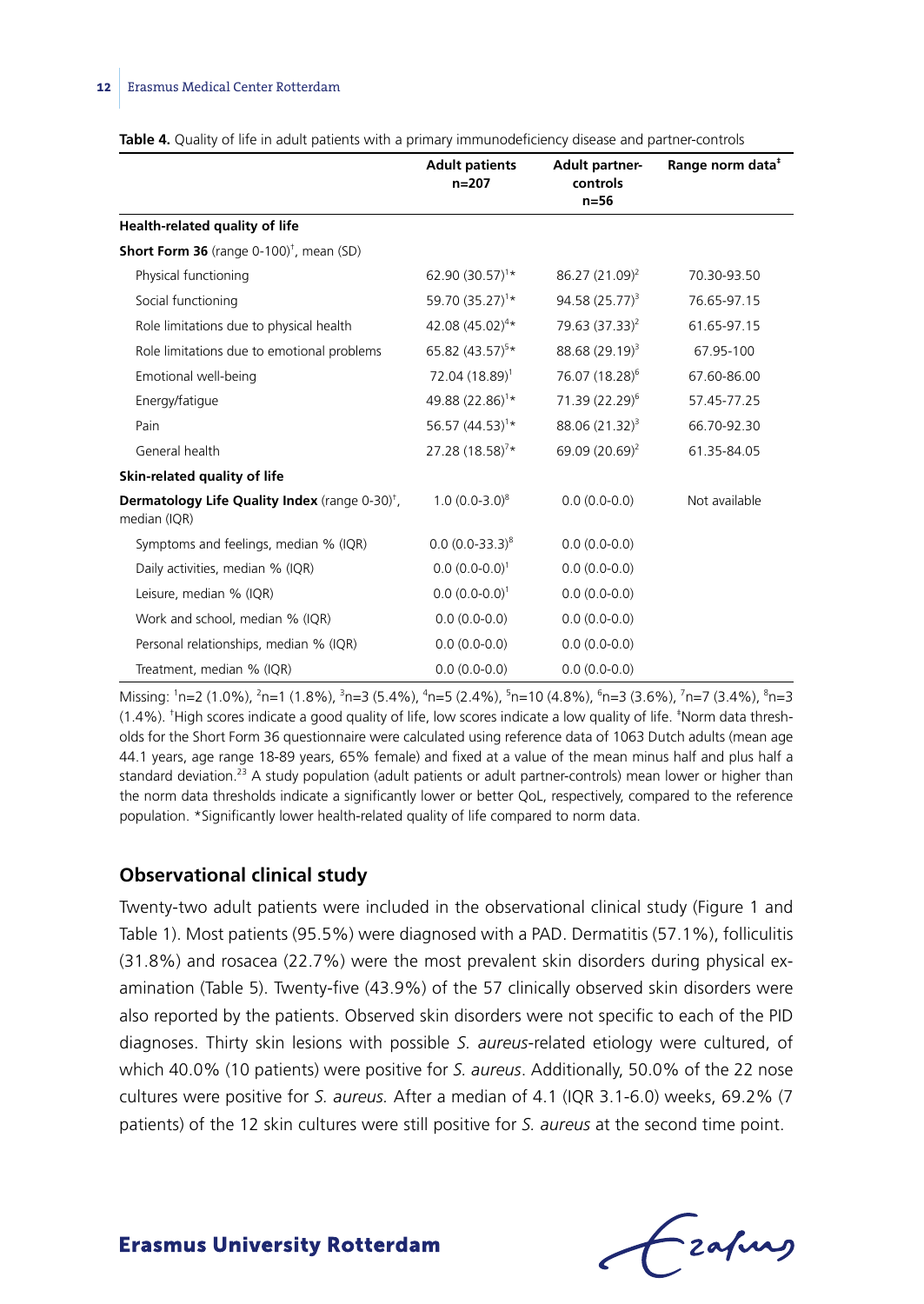**Table 4.** Quality of life in adult patients with a primary immunodeficiency disease and partner-controls

| | Adult patients n=207 | Adult partner-controls n=56 | Range norm data[‡] |
|---|---|---|---|
| **Health-related quality of life** | | | |
| **Short Form 36** (range 0-100)[†], mean (SD) | | | |
| Physical functioning | 62.90 (30.57)[1]* | 86.27 (21.09)[2] | 70.30-93.50 |
| Social functioning | 59.70 (35.27)[1]* | 94.58 (25.77)[3] | 76.65-97.15 |
| Role limitations due to physical health | 42.08 (45.02)[4]* | 79.63 (37.33)[2] | 61.65-97.15 |
| Role limitations due to emotional problems | 65.82 (43.57)[5]* | 88.68 (29.19)[3] | 67.95-100 |
| Emotional well-being | 72.04 (18.89)[1] | 76.07 (18.28)[6] | 67.60-86.00 |
| Energy/fatigue | 49.88 (22.86)[1]* | 71.39 (22.29)[6] | 57.45-77.25 |
| Pain | 56.57 (44.53)[1]* | 88.06 (21.32)[3] | 66.70-92.30 |
| General health | 27.28 (18.58)[7]* | 69.09 (20.69)[2] | 61.35-84.05 |
| **Skin-related quality of life** | | | |
| **Dermatology Life Quality Index** (range 0-30)[†], median (IQR) | 1.0 (0.0-3.0)[8] | 0.0 (0.0-0.0) | Not available |
| Symptoms and feelings, median % (IQR) | 0.0 (0.0-33.3)[8] | 0.0 (0.0-0.0) | |
| Daily activities, median % (IQR) | 0.0 (0.0-0.0)[1] | 0.0 (0.0-0.0) | |
| Leisure, median % (IQR) | 0.0 (0.0-0.0)[1] | 0.0 (0.0-0.0) | |
| Work and school, median % (IQR) | 0.0 (0.0-0.0) | 0.0 (0.0-0.0) | |
| Personal relationships, median % (IQR) | 0.0 (0.0-0.0) | 0.0 (0.0-0.0) | |
| Treatment, median % (IQR) | 0.0 (0.0-0.0) | 0.0 (0.0-0.0) | |

Missing: [1]n=2 (1.0%), [2]n=1 (1.8%), [3]n=3 (5.4%), [4]n=5 (2.4%), [5]n=10 (4.8%), [6]n=3 (3.6%), [7]n=7 (3.4%), [8]n=3 (1.4%). [†]High scores indicate a good quality of life, low scores indicate a low quality of life. [‡]Norm data thresholds for the Short Form 36 questionnaire were calculated using reference data of 1063 Dutch adults (mean age 44.1 years, age range 18-89 years, 65% female) and fixed at a value of the mean minus half and plus half a standard deviation.[23] A study population (adult patients or adult partner-controls) mean lower or higher than the norm data thresholds indicate a significantly lower or better QoL, respectively, compared to the reference population. *Significantly lower health-related quality of life compared to norm data.

## Observational clinical study

Twenty-two adult patients were included in the observational clinical study (Figure 1 and Table 1). Most patients (95.5%) were diagnosed with a PAD. Dermatitis (57.1%), folliculitis (31.8%) and rosacea (22.7%) were the most prevalent skin disorders during physical examination (Table 5). Twenty-five (43.9%) of the 57 clinically observed skin disorders were also reported by the patients. Observed skin disorders were not specific to each of the PID diagnoses. Thirty skin lesions with possible *S. aureus*-related etiology were cultured, of which 40.0% (10 patients) were positive for *S. aureus*. Additionally, 50.0% of the 22 nose cultures were positive for *S. aureus.* After a median of 4.1 (IQR 3.1-6.0) weeks, 69.2% (7 patients) of the 12 skin cultures were still positive for *S. aureus* at the second time point.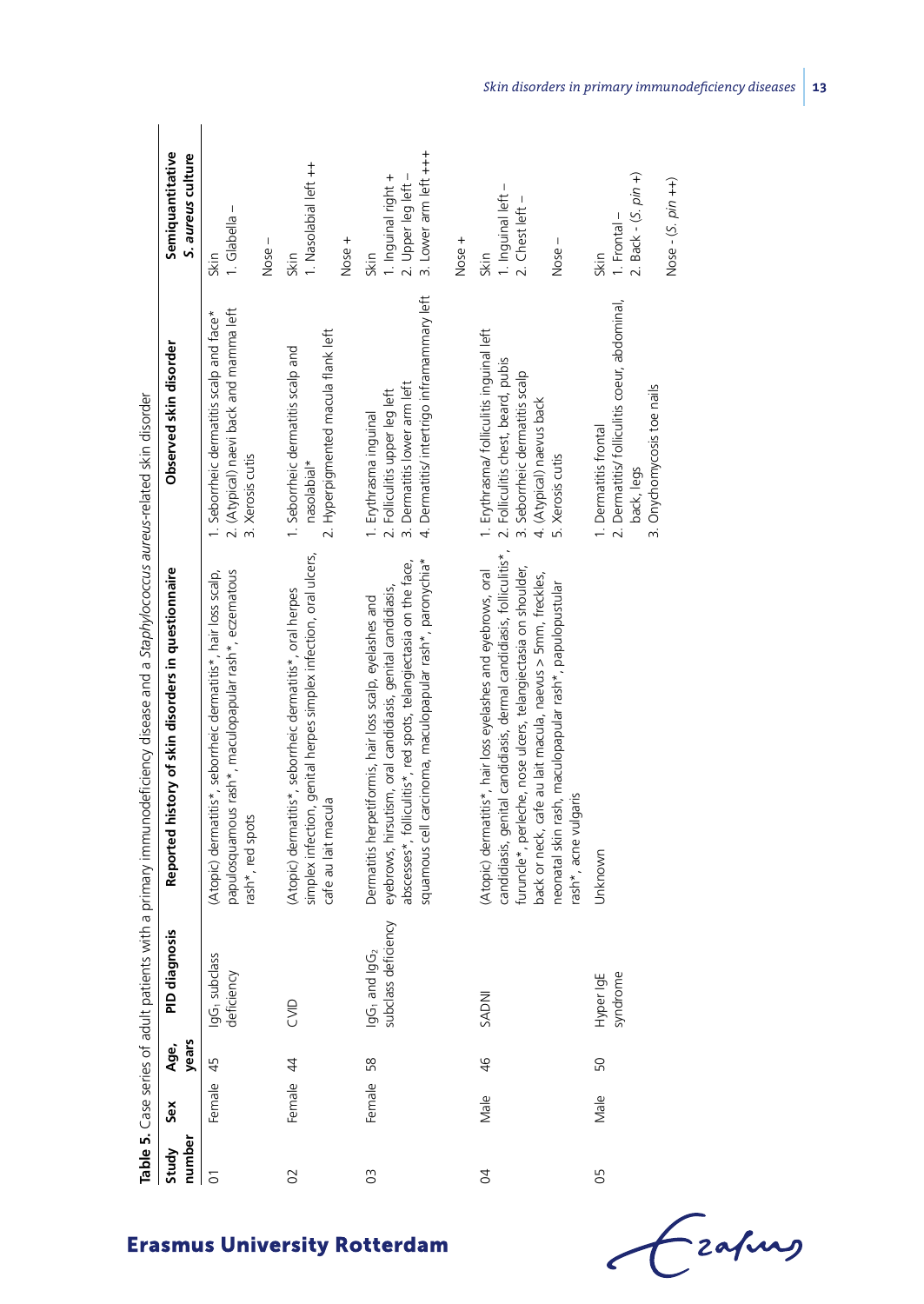**Table 5.** Case series of adult patients with a primary immunodeficiency disease and a *Staphylococcus aureus*-related skin disorder

| Study number | Sex | Age, years | PID diagnosis | Reported history of skin disorders in questionnaire | Observed skin disorder | Semiquantitative *S. aureus* culture |
|---|---|---|---|---|---|---|
| 01 | Female | 45 | $IgG_1$ subclass deficiency | (Atopic) dermatitis*, seborrheic dermatitis*, hair loss scalp, papulosquamous rash*, maculopapular rash*, eczematous rash*, red spots | 1. Seborrheic dermatitis scalp and face*<br>2. (Atypical) naevi back and mamma left<br>3. Xerosis cutis | Skin<br>1. Glabella –<br><br>Nose – |
| 02 | Female | 44 | CVID | (Atopic) dermatitis*, seborrheic dermatitis*, oral herpes simplex infection, genital herpes simplex infection, oral ulcers, cafe au lait macula | 1. Seborrheic dermatitis scalp and nasolabial*<br>2. Hyperpigmented macula flank left | Skin<br>1. Nasolabial left ++<br><br>Nose + |
| 03 | Female | 58 | $IgG_1$ and $IgG_2$ subclass deficiency | Dermatitis herpetiformis, hair loss scalp, eyelashes and eyebrows, hirsutism, oral candidiasis, genital candidiasis, abscesses*, folliculitis*, red spots, telangiectasia on the face, squamous cell carcinoma, maculopapular rash*, paronychia* | 1. Erythrasma inguinal<br>2. Folliculitis upper leg left<br>3. Dermatitis lower arm left<br>4. Dermatitis/ intertrigo inframammary left | Skin<br>1. Inguinal right +<br>2. Upper leg left –<br>3. Lower arm left +++<br><br>Nose + |
| 04 | Male | 46 | SADNI | (Atopic) dermatitis*, hair loss eyelashes and eyebrows, oral candidiasis, genital candidiasis, dermal candidiasis, folliculitis*, furuncle*, perleche, nose ulcers, telangiectasia on shoulder, back or neck, cafe au lait macula, naevus > 5mm, freckles, neonatal skin rash, maculopapular rash*, papulopustular rash*, acne vulgaris | 1. Erythrasma/ folliculitis inguinal left<br>2. Folliculitis chest, beard, pubis<br>3. Seborrheic dermatitis scalp<br>4. (Atypical) naevus back<br>5. Xerosis cutis | Skin<br>1. Inguinal left –<br>2. Chest left –<br><br>Nose – |
| 05 | Male | 50 | Hyper IgE syndrome | Unknown | 1. Dermatitis frontal<br>2. Dermatitis/ folliculitis coeur, abdominal, back, legs<br>3. Onychomycosis toe nails | Skin<br>1. Frontal –<br>2. Back - (*S. pin* +)<br><br>Nose - (*S. pin* ++) |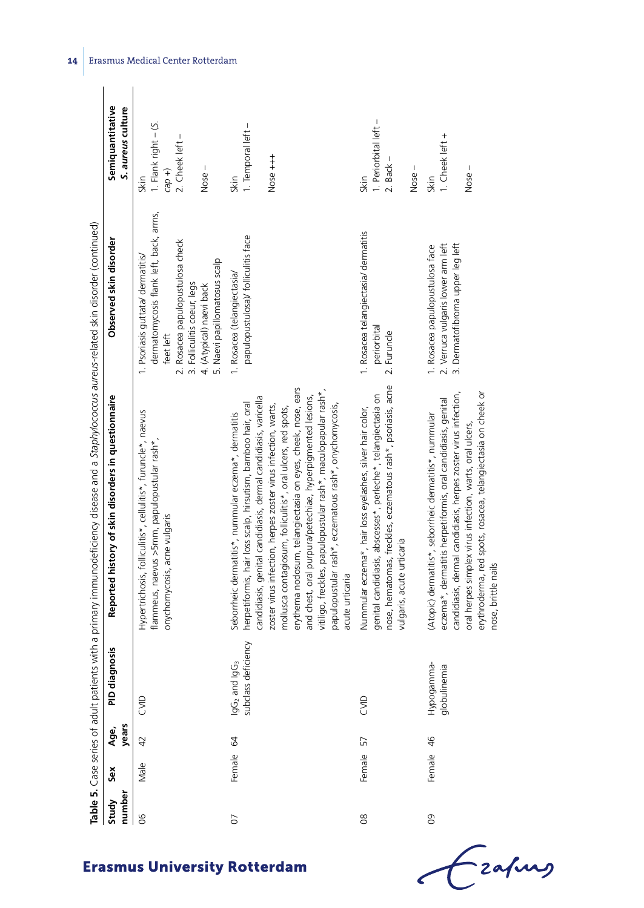**Table 5.** Case series of adult patients with a primary immunodeficiency disease and a *Staphylococcus aureus*-related skin disorder (continued)

| Study number | Sex | Age, years | PID diagnosis | Reported history of skin disorders in questionnaire | Observed skin disorder | Semiquantitative *S. aureus* culture |
|---|---|---|---|---|---|---|
| 06 | Male | 42 | CVID | Hypertrichosis, folliculitis*, cellulitis*, furuncle*, naevus flammeus, naevus >5mm, papulopustular rash*, onychomycosis, acne vulgaris | 1. Psoriasis guttata/ dermatitis/ dermatomycosis flank left, back, arms, feet left<br>2. Rosacea papulopustulosa check<br>3. Folliculitis coeur, legs<br>4. (Atypical) naevi back<br>5. Naevi papillomatosus scalp | Skin<br>1. Flank right – (*S. cap* +)<br>2. Cheek left –<br><br>Nose – |
| 07 | Female | 64 | $IgG_2$ and $IgG_3$ subclass deficiency | Seborrheic dermatitis*, nummular eczema*, dermatitis herpetiformis, hair loss scalp, hirsutism, bamboo hair, oral candidiasis, genital candidiasis, dermal candidiasis, varicella zoster virus infection, herpes zoster virus infection, warts, mollusca contagiosum, folliculitis*, oral ulcers, red spots, erythema nodosum, telangiectasia on eyes, cheek, nose, ears and chest, oral purpura/petechiae, hyperpigmented lesions, vitiligo, freckles, papulopustular rash*, maculopapular rash*, papulopustular rash*, eczematous rash*, onychomycosis, acute urticaria | 1. Rosacea (telangiectasia/ papulopustulosa)/ folliculitis face | Skin<br>1. Temporal left –<br><br>Nose +++ |
| 08 | Female | 57 | CVID | Nummular eczema*, hair loss eyelashes, silver hair color, genital candidiasis, abscesses*, perleche*, telangiectasia on nose, hematomas, freckles, eczematous rash*, psoriasis, acne vulgaris, acute urticaria | 1. Rosacea telangiectasia/ dermatitis periorbital<br>2. Furuncle | Skin<br>1. Periorbital left –<br>2. Back –<br><br>Nose – |
| 09 | Female | 46 | Hypogamma-globulinemia | (Atopic) dermatitis*, seborrheic dermatitis*, nummular eczema*, dermatitis herpetiformis, oral candidiasis, genital candidiasis, dermal candidiasis, herpes zoster virus infection, oral herpes simplex virus infection, warts, oral ulcers, erythroderma, red spots, rosacea, telangiectasia on cheek or nose, brittle nails | 1. Rosacea papulopustulosa face<br>2. Verruca vulgaris lower arm left<br>3. Dermatofibroma upper leg left | Skin<br>1. Cheek left +<br><br>Nose – |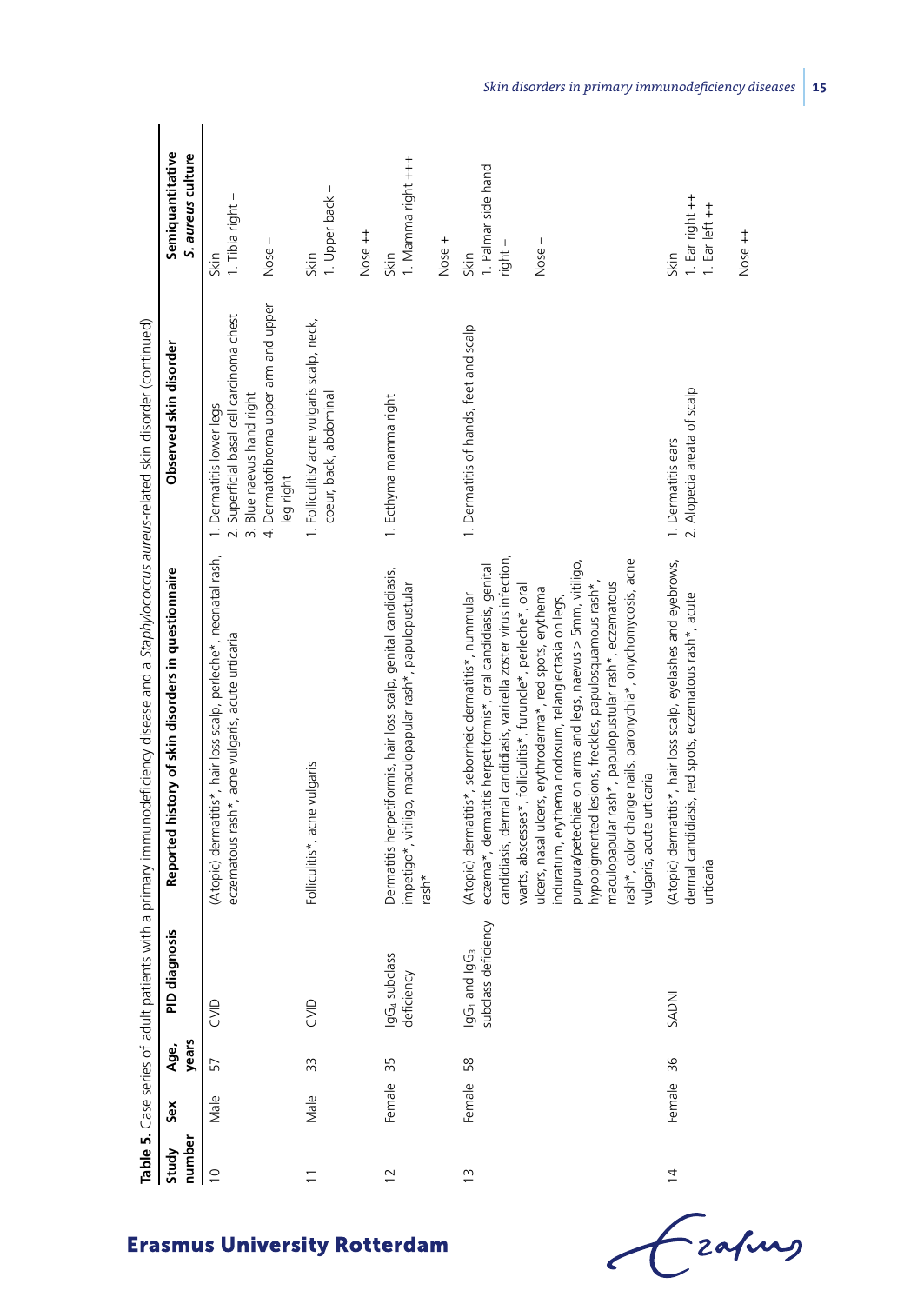**Table 5.** Case series of adult patients with a primary immunodeficiency disease and a *Staphylococcus aureus*-related skin disorder (continued)

| Study number | Sex | Age, years | PID diagnosis | Reported history of skin disorders in questionnaire | Observed skin disorder | Semiquantitative *S. aureus* culture |
|---|---|---|---|---|---|---|
| 10 | Male | 57 | CVID | (Atopic) dermatitis*, hair loss scalp, perleche*, neonatal rash, eczematous rash*, acne vulgaris, acute urticaria | 1. Dermatitis lower legs<br>2. Superficial basal cell carcinoma chest<br>3. Blue naevus hand right<br>4. Dermatofibroma upper arm and upper leg right | Skin<br>1. Tibia right –<br>Nose – |
| 11 | Male | 33 | CVID | Folliculitis*, acne vulgaris | 1. Folliculitis/acne vulgaris scalp, neck, coeur, back, abdominal | Skin<br>1. Upper back –<br>Nose ++ |
| 12 | Female | 35 | $IgG_4$ subclass deficiency | Dermatitis herpetiformis, hair loss scalp, genital candidiasis, impetigo*, vitiligo, maculopapular rash*, papulopustular rash* | 1. Ecthyma mamma right | Skin<br>1. Mamma right +++<br>Nose + |
| 13 | Female | 58 | $IgG_1$ and $IgG_3$ subclass deficiency | (Atopic) dermatitis*, seborrheic dermatitis*, nummular eczema*, dermatitis herpetiformis*, oral candidiasis, genital candidiasis, dermal candidiasis, varicella zoster virus infection, warts, abscesses*, folliculitis*, furuncle*, perleche*, oral ulcers, nasal ulcers, erythroderma*, red spots, erythema induratum, erythema nodosum, telangiectasia on legs, purpura/petechiae on arms and legs, naevus > 5mm, vitiligo, hypopigmented lesions, freckles, papulosquamous rash*, maculopapular rash*, papulopustular rash*, eczematous rash*, color change nails, paronychia*, onychomycosis, acne vulgaris, acute urticaria | 1. Dermatitis of hands, feet and scalp | Skin<br>1. Palmar side hand right –<br>Nose – |
| 14 | Female | 36 | SADNI | (Atopic) dermatitis*, hair loss scalp, eyelashes and eyebrows, dermal candidiasis, red spots, eczematous rash*, acute urticaria | 1. Dermatitis ears<br>2. Alopecia areata of scalp | Skin<br>1. Ear right ++<br>1. Ear left ++<br>Nose ++ |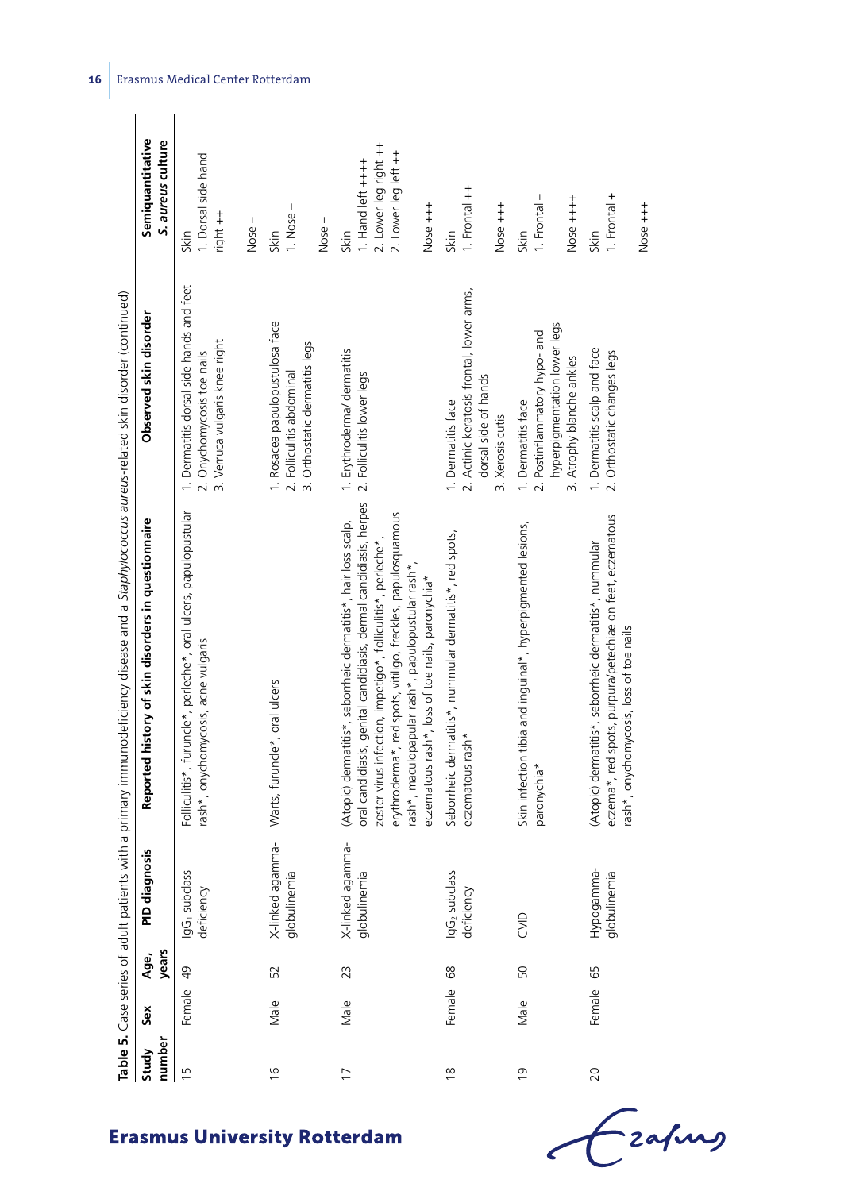**Table 5.** Case series of adult patients with a primary immunodeficiency disease and a *Staphylococcus aureus*-related skin disorder (continued)

| Study number | Sex | Age, years | PID diagnosis | Reported history of skin disorders in questionnaire | Observed skin disorder | Semiquantitative *S. aureus* culture |
|---|---|---|---|---|---|---|
| 15 | Female | 49 | $IgG_1$ subclass deficiency | Folliculitis*, furuncle*, perleche*, oral ulcers, papulopustular rash*, onychomycosis, acne vulgaris | 1. Dermatitis dorsal side hands and feet<br>2. Onychomycosis toe nails<br>3. Verruca vulgaris knee right | Skin<br>1. Dorsal side hand right ++<br><br>Nose – |
| 16 | Male | 52 | X-linked agammaglobulinemia | Warts, furuncle*, oral ulcers | 1. Rosacea papulopustulosa face<br>2. Folliculitis abdominal<br>3. Orthostatic dermatitis legs | Skin<br>1. Nose –<br><br>Nose – |
| 17 | Male | 23 | X-linked agammaglobulinemia | (Atopic) dermatitis*, seborrheic dermatitis*, hair loss scalp, oral candidiasis, genital candidiasis, dermal candidiasis, herpes zoster virus infection, impetigo*, folliculitis*, perleche*, erythroderma*, red spots, vitiligo, freckles, papulosquamous rash*, maculopapular rash*, papulopustular rash*, eczematous rash*, loss of toe nails, paronychia* | 1. Erythroderma/ dermatitis<br>2. Folliculitis lower legs | Skin<br>1. Hand left ++++<br>2. Lower leg right ++<br>2. Lower leg left ++<br><br>Nose +++ |
| 18 | Female | 68 | $IgG_2$ subclass deficiency | Seborrheic dermatitis*, nummular dermatitis*, red spots, eczematous rash* | 1. Dermatitis face<br>2. Actinic keratosis frontal, lower arms, dorsal side of hands<br>3. Xerosis cutis | Skin<br>1. Frontal ++<br><br>Nose +++ |
| 19 | Male | 50 | CVID | Skin infection tibia and inguinal*, hyperpigmented lesions, paronychia* | 1. Dermatitis face<br>2. Postinflammatory hypo- and hyperpigmentation lower legs<br>3. Atrophy blanche ankles | Skin<br>1. Frontal –<br><br>Nose ++++ |
| 20 | Female | 65 | Hypogammaglobulinemia | (Atopic) dermatitis*, seborrheic dermatitis*, nummular eczema*, red spots, purpura/petechiae on feet, eczematous rash*, onychomycosis, loss of toe nails | 1. Dermatitis scalp and face<br>2. Orthostatic changes legs | Skin<br>1. Frontal +<br><br>Nose +++ |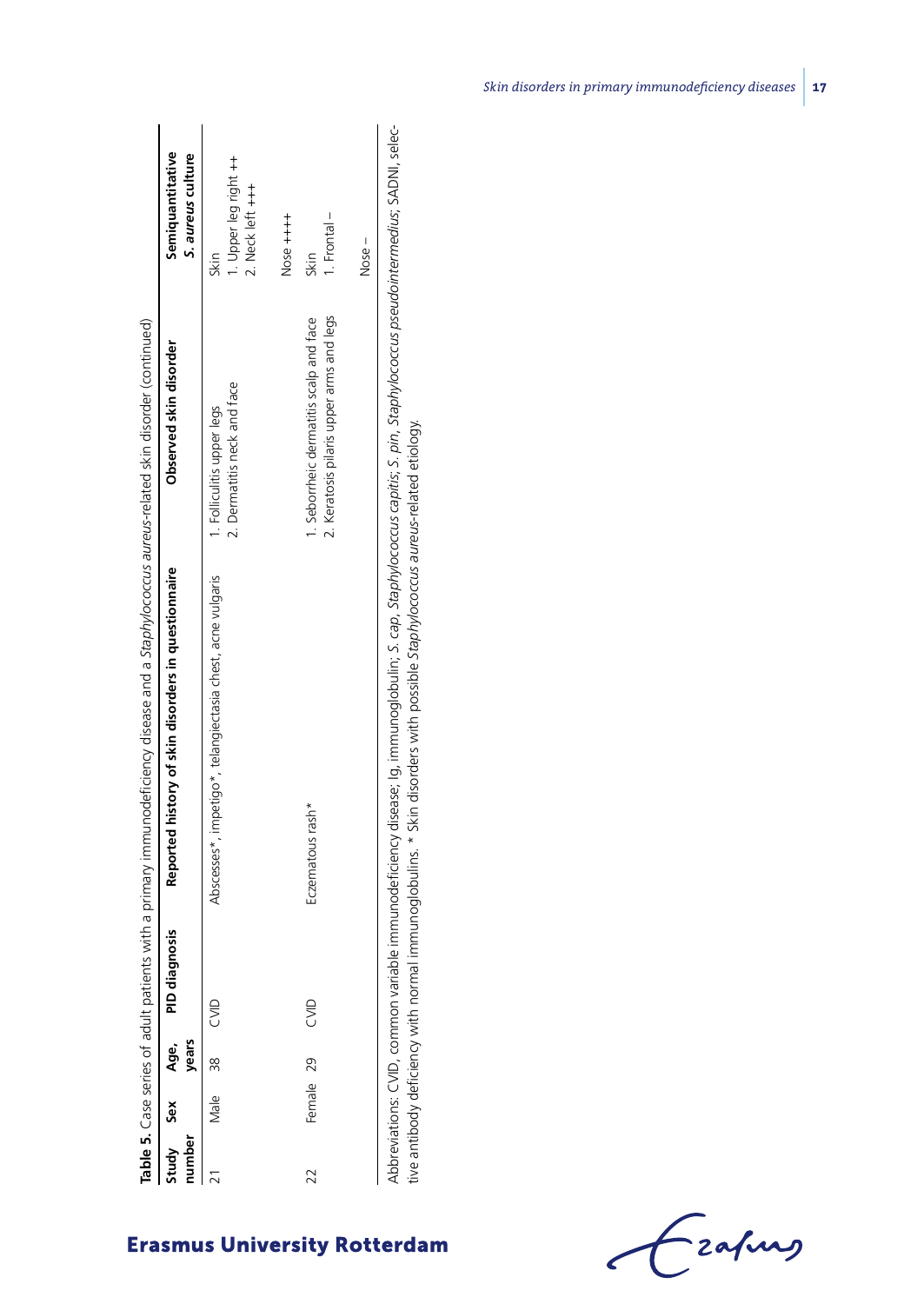**Table 5.** Case series of adult patients with a primary immunodeficiency disease and a *Staphylococcus aureus*-related skin disorder (continued)

| Study number | Sex | Age, years | PID diagnosis | Reported history of skin disorders in questionnaire | Observed skin disorder | Semiquantitative *S. aureus* culture |
|---|---|---|---|---|---|---|
| 21 | Male | 38 | CVID | Abscesses*, impetigo*, telangiectasia chest, acne vulgaris | 1. Folliculitis upper legs<br>2. Dermatitis neck and face | Skin<br>1. Upper leg right ++<br>2. Neck left +++<br><br>Nose ++++ |
| 22 | Female | 29 | CVID | Eczematous rash* | 1. Seborrheic dermatitis scalp and face<br>2. Keratosis pilaris upper arms and legs | Skin<br>1. Frontal –<br><br>Nose – |

Abbreviations: CVID, common variable immunodeficiency disease; Ig, immunoglobulin; *S. cap*, *Staphylococcus capitis*; *S. pin*, *Staphylococcus pseudointermedius*; SADNI, selective antibody deficiency with normal immunoglobulins. * Skin disorders with possible *Staphylococcus aureus*-related etiology.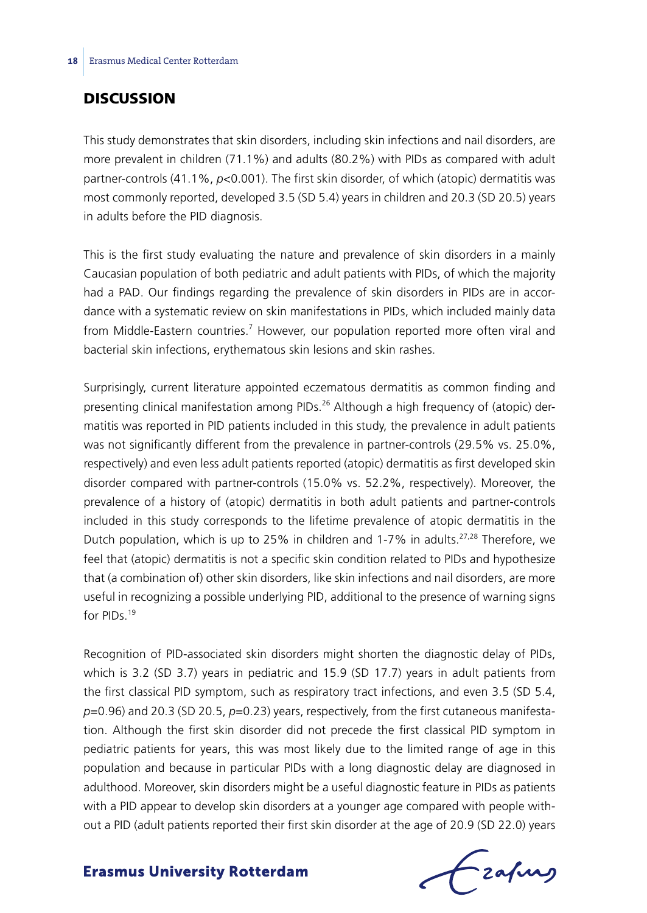## DISCUSSION

This study demonstrates that skin disorders, including skin infections and nail disorders, are more prevalent in children (71.1%) and adults (80.2%) with PIDs as compared with adult partner-controls (41.1%, $p<0.001$). The first skin disorder, of which (atopic) dermatitis was most commonly reported, developed 3.5 (SD 5.4) years in children and 20.3 (SD 20.5) years in adults before the PID diagnosis.

This is the first study evaluating the nature and prevalence of skin disorders in a mainly Caucasian population of both pediatric and adult patients with PIDs, of which the majority had a PAD. Our findings regarding the prevalence of skin disorders in PIDs are in accordance with a systematic review on skin manifestations in PIDs, which included mainly data from Middle-Eastern countries.[7] However, our population reported more often viral and bacterial skin infections, erythematous skin lesions and skin rashes.

Surprisingly, current literature appointed eczematous dermatitis as common finding and presenting clinical manifestation among PIDs.[26] Although a high frequency of (atopic) dermatitis was reported in PID patients included in this study, the prevalence in adult patients was not significantly different from the prevalence in partner-controls (29.5% vs. 25.0%, respectively) and even less adult patients reported (atopic) dermatitis as first developed skin disorder compared with partner-controls (15.0% vs. 52.2%, respectively). Moreover, the prevalence of a history of (atopic) dermatitis in both adult patients and partner-controls included in this study corresponds to the lifetime prevalence of atopic dermatitis in the Dutch population, which is up to 25% in children and 1-7% in adults.[27,28] Therefore, we feel that (atopic) dermatitis is not a specific skin condition related to PIDs and hypothesize that (a combination of) other skin disorders, like skin infections and nail disorders, are more useful in recognizing a possible underlying PID, additional to the presence of warning signs for PIDs.[19]

Recognition of PID-associated skin disorders might shorten the diagnostic delay of PIDs, which is 3.2 (SD 3.7) years in pediatric and 15.9 (SD 17.7) years in adult patients from the first classical PID symptom, such as respiratory tract infections, and even 3.5 (SD 5.4, $p=0.96$) and 20.3 (SD 20.5, $p=0.23$) years, respectively, from the first cutaneous manifestation. Although the first skin disorder did not precede the first classical PID symptom in pediatric patients for years, this was most likely due to the limited range of age in this population and because in particular PIDs with a long diagnostic delay are diagnosed in adulthood. Moreover, skin disorders might be a useful diagnostic feature in PIDs as patients with a PID appear to develop skin disorders at a younger age compared with people without a PID (adult patients reported their first skin disorder at the age of 20.9 (SD 22.0) years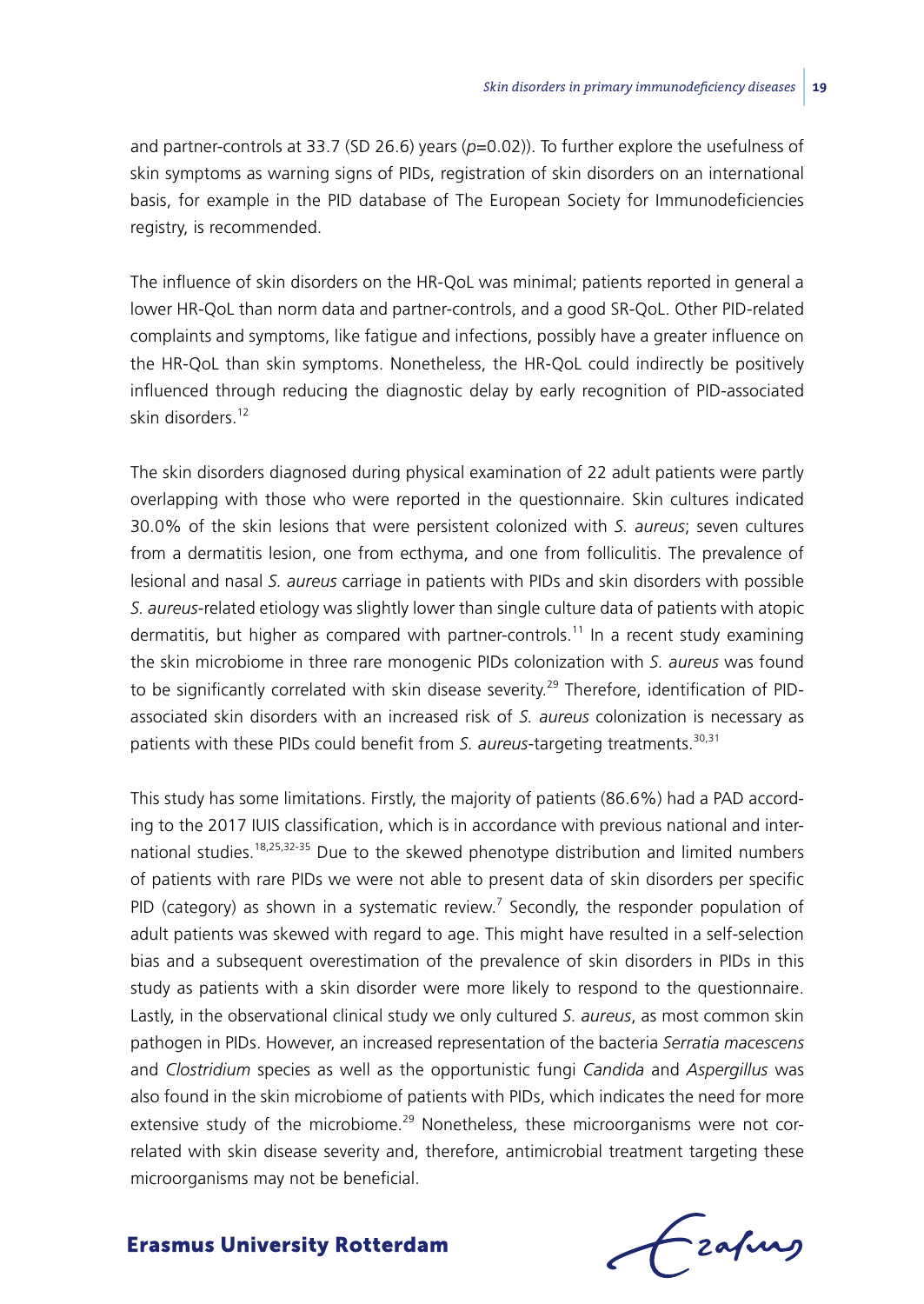and partner-controls at 33.7 (SD 26.6) years (*p*=0.02)). To further explore the usefulness of skin symptoms as warning signs of PIDs, registration of skin disorders on an international basis, for example in the PID database of The European Society for Immunodeficiencies registry, is recommended.

The influence of skin disorders on the HR-QoL was minimal; patients reported in general a lower HR-QoL than norm data and partner-controls, and a good SR-QoL. Other PID-related complaints and symptoms, like fatigue and infections, possibly have a greater influence on the HR-QoL than skin symptoms. Nonetheless, the HR-QoL could indirectly be positively influenced through reducing the diagnostic delay by early recognition of PID-associated skin disorders.[12]

The skin disorders diagnosed during physical examination of 22 adult patients were partly overlapping with those who were reported in the questionnaire. Skin cultures indicated 30.0% of the skin lesions that were persistent colonized with *S. aureus*; seven cultures from a dermatitis lesion, one from ecthyma, and one from folliculitis. The prevalence of lesional and nasal *S. aureus* carriage in patients with PIDs and skin disorders with possible *S. aureus*-related etiology was slightly lower than single culture data of patients with atopic dermatitis, but higher as compared with partner-controls.[11] In a recent study examining the skin microbiome in three rare monogenic PIDs colonization with *S. aureus* was found to be significantly correlated with skin disease severity.[29] Therefore, identification of PID-associated skin disorders with an increased risk of *S. aureus* colonization is necessary as patients with these PIDs could benefit from *S. aureus*-targeting treatments.[30,31]

This study has some limitations. Firstly, the majority of patients (86.6%) had a PAD according to the 2017 IUIS classification, which is in accordance with previous national and international studies.[18,25,32-35] Due to the skewed phenotype distribution and limited numbers of patients with rare PIDs we were not able to present data of skin disorders per specific PID (category) as shown in a systematic review.[7] Secondly, the responder population of adult patients was skewed with regard to age. This might have resulted in a self-selection bias and a subsequent overestimation of the prevalence of skin disorders in PIDs in this study as patients with a skin disorder were more likely to respond to the questionnaire. Lastly, in the observational clinical study we only cultured *S. aureus*, as most common skin pathogen in PIDs. However, an increased representation of the bacteria *Serratia macescens* and *Clostridium* species as well as the opportunistic fungi *Candida* and *Aspergillus* was also found in the skin microbiome of patients with PIDs, which indicates the need for more extensive study of the microbiome.[29] Nonetheless, these microorganisms were not correlated with skin disease severity and, therefore, antimicrobial treatment targeting these microorganisms may not be beneficial.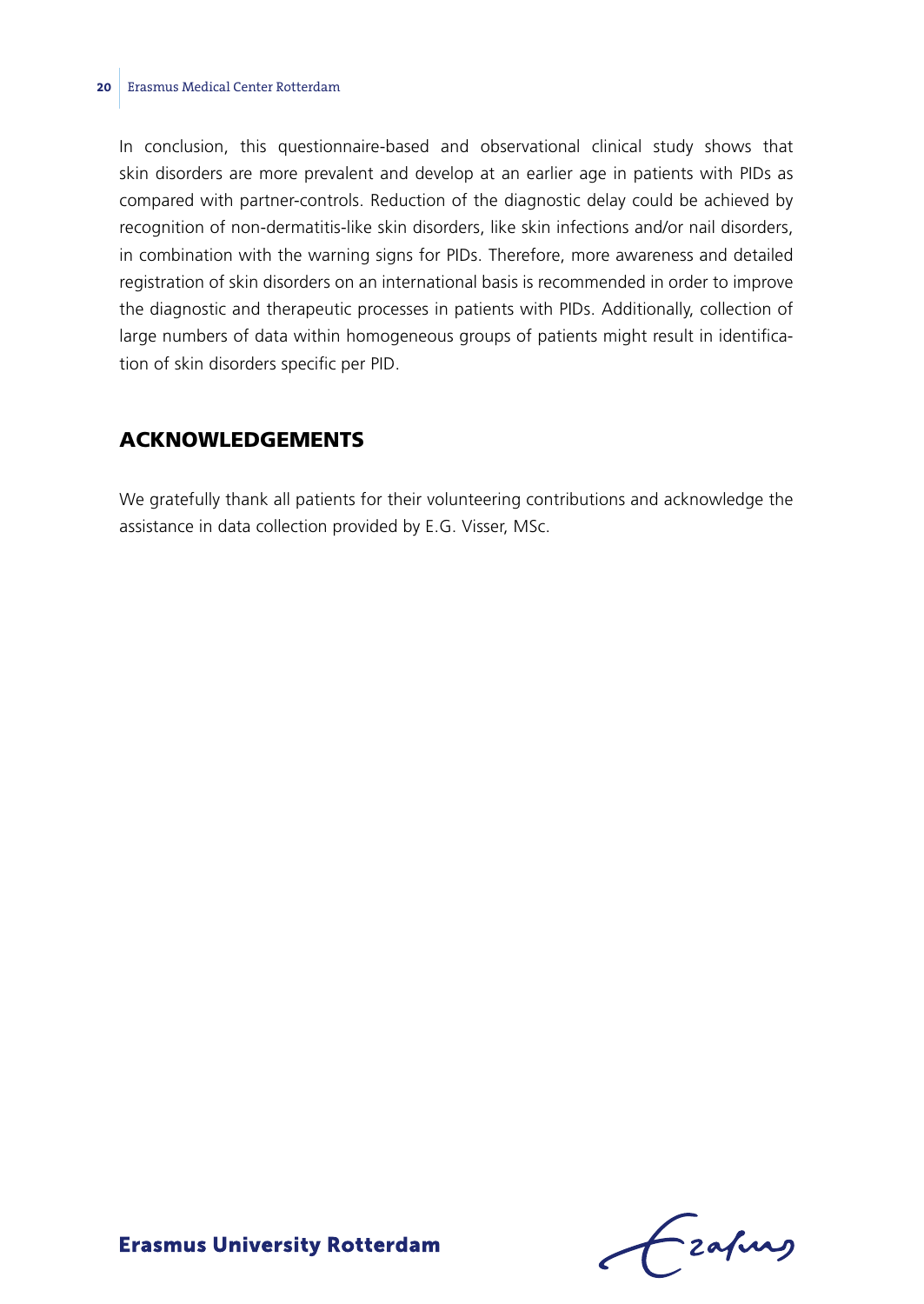In conclusion, this questionnaire-based and observational clinical study shows that skin disorders are more prevalent and develop at an earlier age in patients with PIDs as compared with partner-controls. Reduction of the diagnostic delay could be achieved by recognition of non-dermatitis-like skin disorders, like skin infections and/or nail disorders, in combination with the warning signs for PIDs. Therefore, more awareness and detailed registration of skin disorders on an international basis is recommended in order to improve the diagnostic and therapeutic processes in patients with PIDs. Additionally, collection of large numbers of data within homogeneous groups of patients might result in identification of skin disorders specific per PID.

## ACKNOWLEDGEMENTS

We gratefully thank all patients for their volunteering contributions and acknowledge the assistance in data collection provided by E.G. Visser, MSc.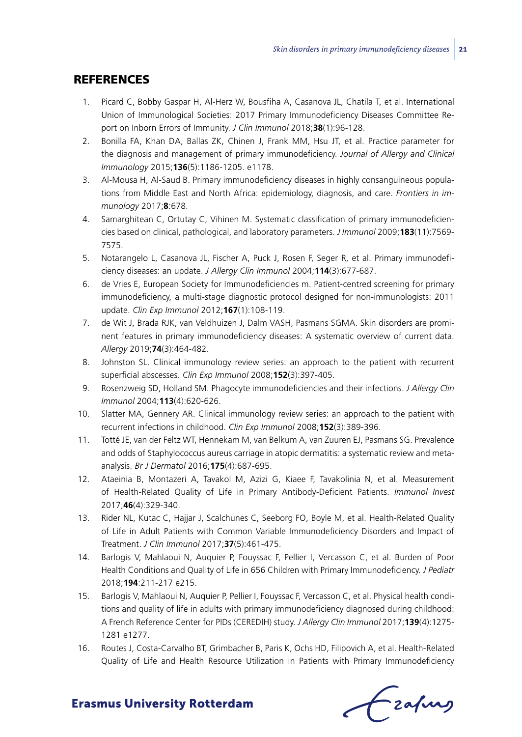## REFERENCES

1. Picard C, Bobby Gaspar H, Al-Herz W, Bousfiha A, Casanova JL, Chatila T, et al. International Union of Immunological Societies: 2017 Primary Immunodeficiency Diseases Committee Report on Inborn Errors of Immunity. *J Clin Immunol* 2018;**38**(1):96-128.
2. Bonilla FA, Khan DA, Ballas ZK, Chinen J, Frank MM, Hsu JT, et al. Practice parameter for the diagnosis and management of primary immunodeficiency. *Journal of Allergy and Clinical Immunology* 2015;**136**(5):1186-1205. e1178.
3. Al-Mousa H, Al-Saud B. Primary immunodeficiency diseases in highly consanguineous populations from Middle East and North Africa: epidemiology, diagnosis, and care. *Frontiers in immunology* 2017;**8**:678.
4. Samarghitean C, Ortutay C, Vihinen M. Systematic classification of primary immunodeficiencies based on clinical, pathological, and laboratory parameters. *J Immunol* 2009;**183**(11):7569-7575.
5. Notarangelo L, Casanova JL, Fischer A, Puck J, Rosen F, Seger R, et al. Primary immunodeficiency diseases: an update. *J Allergy Clin Immunol* 2004;**114**(3):677-687.
6. de Vries E, European Society for Immunodeficiencies m. Patient-centred screening for primary immunodeficiency, a multi-stage diagnostic protocol designed for non-immunologists: 2011 update. *Clin Exp Immunol* 2012;**167**(1):108-119.
7. de Wit J, Brada RJK, van Veldhuizen J, Dalm VASH, Pasmans SGMA. Skin disorders are prominent features in primary immunodeficiency diseases: A systematic overview of current data. *Allergy* 2019;**74**(3):464-482.
8. Johnston SL. Clinical immunology review series: an approach to the patient with recurrent superficial abscesses. *Clin Exp Immunol* 2008;**152**(3):397-405.
9. Rosenzweig SD, Holland SM. Phagocyte immunodeficiencies and their infections. *J Allergy Clin Immunol* 2004;**113**(4):620-626.
10. Slatter MA, Gennery AR. Clinical immunology review series: an approach to the patient with recurrent infections in childhood. *Clin Exp Immunol* 2008;**152**(3):389-396.
11. Totté JE, van der Feltz WT, Hennekam M, van Belkum A, van Zuuren EJ, Pasmans SG. Prevalence and odds of Staphylococcus aureus carriage in atopic dermatitis: a systematic review and meta-analysis. *Br J Dermatol* 2016;**175**(4):687-695.
12. Ataeinia B, Montazeri A, Tavakol M, Azizi G, Kiaee F, Tavakolinia N, et al. Measurement of Health-Related Quality of Life in Primary Antibody-Deficient Patients. *Immunol Invest* 2017;**46**(4):329-340.
13. Rider NL, Kutac C, Hajjar J, Scalchunes C, Seeborg FO, Boyle M, et al. Health-Related Quality of Life in Adult Patients with Common Variable Immunodeficiency Disorders and Impact of Treatment. *J Clin Immunol* 2017;**37**(5):461-475.
14. Barlogis V, Mahlaoui N, Auquier P, Fouyssac F, Pellier I, Vercasson C, et al. Burden of Poor Health Conditions and Quality of Life in 656 Children with Primary Immunodeficiency. *J Pediatr* 2018;**194**:211-217 e215.
15. Barlogis V, Mahlaoui N, Auquier P, Pellier I, Fouyssac F, Vercasson C, et al. Physical health conditions and quality of life in adults with primary immunodeficiency diagnosed during childhood: A French Reference Center for PIDs (CEREDIH) study. *J Allergy Clin Immunol* 2017;**139**(4):1275-1281 e1277.
16. Routes J, Costa-Carvalho BT, Grimbacher B, Paris K, Ochs HD, Filipovich A, et al. Health-Related Quality of Life and Health Resource Utilization in Patients with Primary Immunodeficiency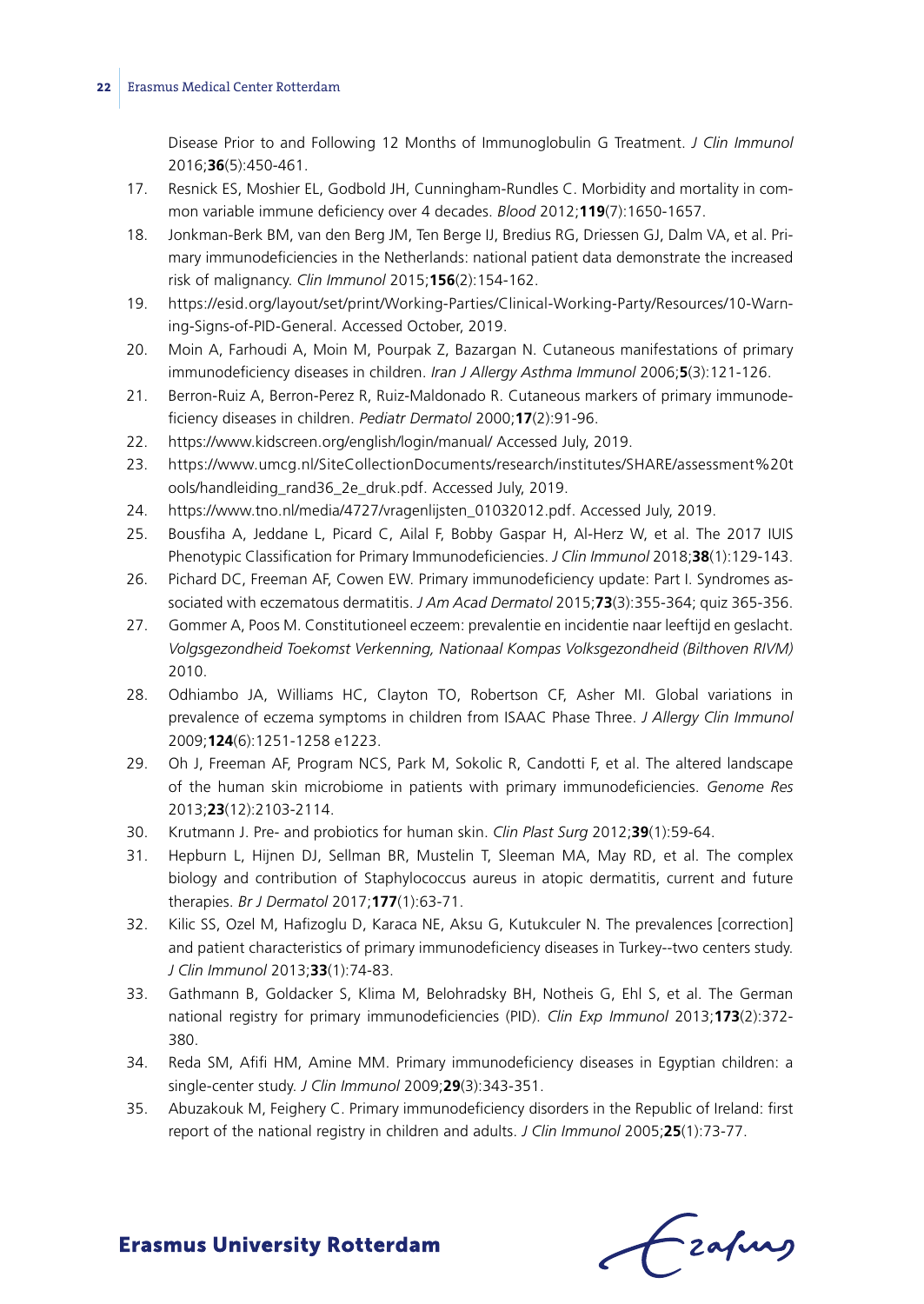Disease Prior to and Following 12 Months of Immunoglobulin G Treatment. *J Clin Immunol* 2016;**36**(5):450-461.

17. Resnick ES, Moshier EL, Godbold JH, Cunningham-Rundles C. Morbidity and mortality in common variable immune deficiency over 4 decades. *Blood* 2012;**119**(7):1650-1657.
18. Jonkman-Berk BM, van den Berg JM, Ten Berge IJ, Bredius RG, Driessen GJ, Dalm VA, et al. Primary immunodeficiencies in the Netherlands: national patient data demonstrate the increased risk of malignancy. *Clin Immunol* 2015;**156**(2):154-162.
19. https://esid.org/layout/set/print/Working-Parties/Clinical-Working-Party/Resources/10-Warning-Signs-of-PID-General. Accessed October, 2019.
20. Moin A, Farhoudi A, Moin M, Pourpak Z, Bazargan N. Cutaneous manifestations of primary immunodeficiency diseases in children. *Iran J Allergy Asthma Immunol* 2006;**5**(3):121-126.
21. Berron-Ruiz A, Berron-Perez R, Ruiz-Maldonado R. Cutaneous markers of primary immunodeficiency diseases in children. *Pediatr Dermatol* 2000;**17**(2):91-96.
22. https://www.kidscreen.org/english/login/manual/ Accessed July, 2019.
23. https://www.umcg.nl/SiteCollectionDocuments/research/institutes/SHARE/assessment%20tools/handleiding_rand36_2e_druk.pdf. Accessed July, 2019.
24. https://www.tno.nl/media/4727/vragenlijsten_01032012.pdf. Accessed July, 2019.
25. Bousfiha A, Jeddane L, Picard C, Ailal F, Bobby Gaspar H, Al-Herz W, et al. The 2017 IUIS Phenotypic Classification for Primary Immunodeficiencies. *J Clin Immunol* 2018;**38**(1):129-143.
26. Pichard DC, Freeman AF, Cowen EW. Primary immunodeficiency update: Part I. Syndromes associated with eczematous dermatitis. *J Am Acad Dermatol* 2015;**73**(3):355-364; quiz 365-356.
27. Gommer A, Poos M. Constitutioneel eczeem: prevalentie en incidentie naar leeftijd en geslacht. *Volgsgezondheid Toekomst Verkenning, Nationaal Kompas Volksgezondheid (Bilthoven RIVM)* 2010.
28. Odhiambo JA, Williams HC, Clayton TO, Robertson CF, Asher MI. Global variations in prevalence of eczema symptoms in children from ISAAC Phase Three. *J Allergy Clin Immunol* 2009;**124**(6):1251-1258 e1223.
29. Oh J, Freeman AF, Program NCS, Park M, Sokolic R, Candotti F, et al. The altered landscape of the human skin microbiome in patients with primary immunodeficiencies. *Genome Res* 2013;**23**(12):2103-2114.
30. Krutmann J. Pre- and probiotics for human skin. *Clin Plast Surg* 2012;**39**(1):59-64.
31. Hepburn L, Hijnen DJ, Sellman BR, Mustelin T, Sleeman MA, May RD, et al. The complex biology and contribution of Staphylococcus aureus in atopic dermatitis, current and future therapies. *Br J Dermatol* 2017;**177**(1):63-71.
32. Kilic SS, Ozel M, Hafizoglu D, Karaca NE, Aksu G, Kutukculer N. The prevalences [correction] and patient characteristics of primary immunodeficiency diseases in Turkey--two centers study. *J Clin Immunol* 2013;**33**(1):74-83.
33. Gathmann B, Goldacker S, Klima M, Belohradsky BH, Notheis G, Ehl S, et al. The German national registry for primary immunodeficiencies (PID). *Clin Exp Immunol* 2013;**173**(2):372-380.
34. Reda SM, Afifi HM, Amine MM. Primary immunodeficiency diseases in Egyptian children: a single-center study. *J Clin Immunol* 2009;**29**(3):343-351.
35. Abuzakouk M, Feighery C. Primary immunodeficiency disorders in the Republic of Ireland: first report of the national registry in children and adults. *J Clin Immunol* 2005;**25**(1):73-77.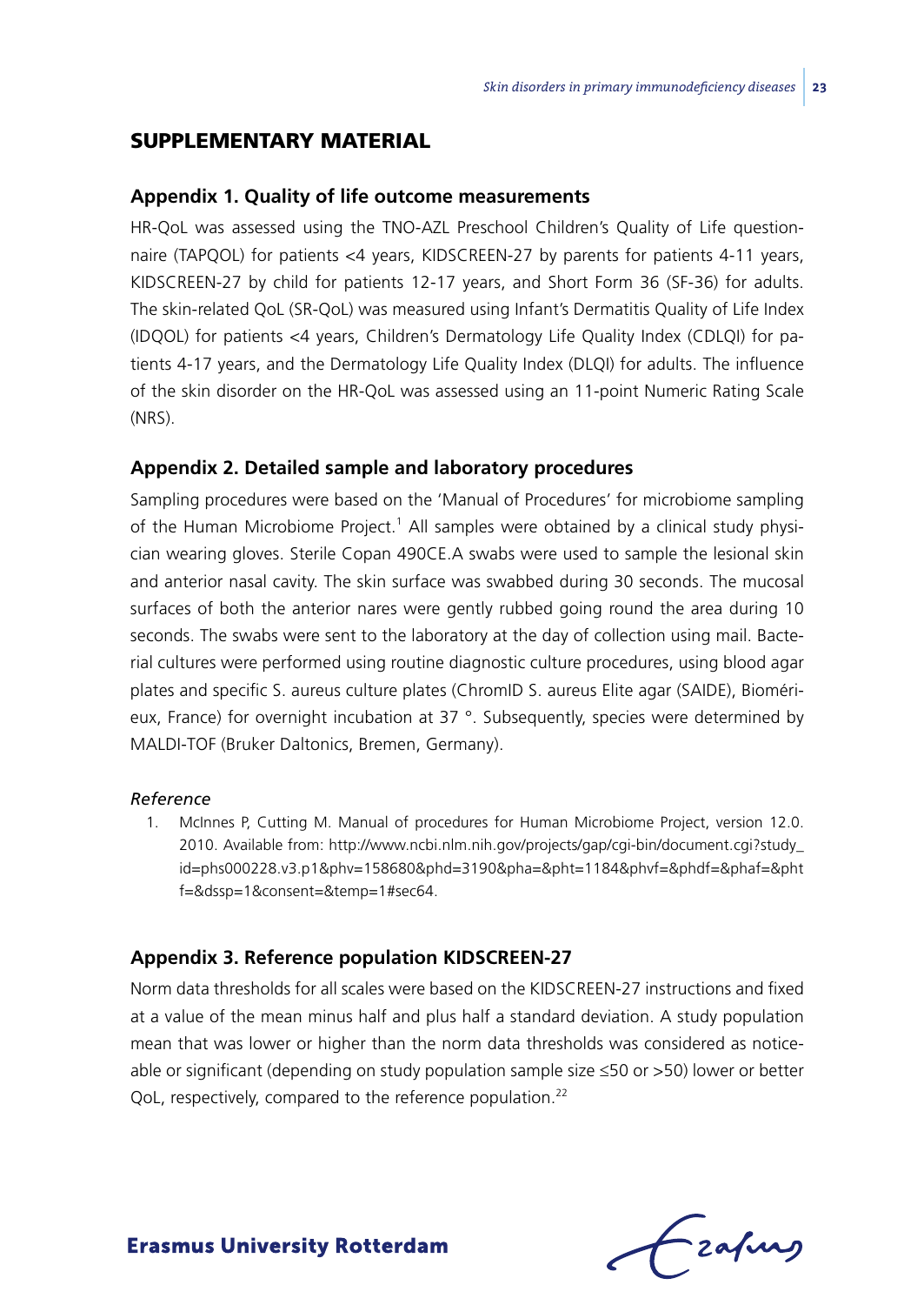## SUPPLEMENTARY MATERIAL

### Appendix 1. Quality of life outcome measurements

HR-QoL was assessed using the TNO-AZL Preschool Children's Quality of Life questionnaire (TAPQOL) for patients <4 years, KIDSCREEN-27 by parents for patients 4-11 years, KIDSCREEN-27 by child for patients 12-17 years, and Short Form 36 (SF-36) for adults. The skin-related QoL (SR-QoL) was measured using Infant's Dermatitis Quality of Life Index (IDQOL) for patients <4 years, Children's Dermatology Life Quality Index (CDLQI) for patients 4-17 years, and the Dermatology Life Quality Index (DLQI) for adults. The influence of the skin disorder on the HR-QoL was assessed using an 11-point Numeric Rating Scale (NRS).

### Appendix 2. Detailed sample and laboratory procedures

Sampling procedures were based on the 'Manual of Procedures' for microbiome sampling of the Human Microbiome Project.[1] All samples were obtained by a clinical study physician wearing gloves. Sterile Copan 490CE.A swabs were used to sample the lesional skin and anterior nasal cavity. The skin surface was swabbed during 30 seconds. The mucosal surfaces of both the anterior nares were gently rubbed going round the area during 10 seconds. The swabs were sent to the laboratory at the day of collection using mail. Bacterial cultures were performed using routine diagnostic culture procedures, using blood agar plates and specific S. aureus culture plates (ChromID S. aureus Elite agar (SAIDE), Biomérieux, France) for overnight incubation at 37 °. Subsequently, species were determined by MALDI-TOF (Bruker Daltonics, Bremen, Germany).

#### *Reference*

1. McInnes P, Cutting M. Manual of procedures for Human Microbiome Project, version 12.0. 2010. Available from: http://www.ncbi.nlm.nih.gov/projects/gap/cgi-bin/document.cgi?study_id=phs000228.v3.p1&phv=158680&phd=3190&pha=&pht=1184&phvf=&phdf=&phaf=&phtf=&dssp=1&consent=&temp=1#sec64.

### Appendix 3. Reference population KIDSCREEN-27

Norm data thresholds for all scales were based on the KIDSCREEN-27 instructions and fixed at a value of the mean minus half and plus half a standard deviation. A study population mean that was lower or higher than the norm data thresholds was considered as noticeable or significant (depending on study population sample size ≤50 or >50) lower or better QoL, respectively, compared to the reference population.[22]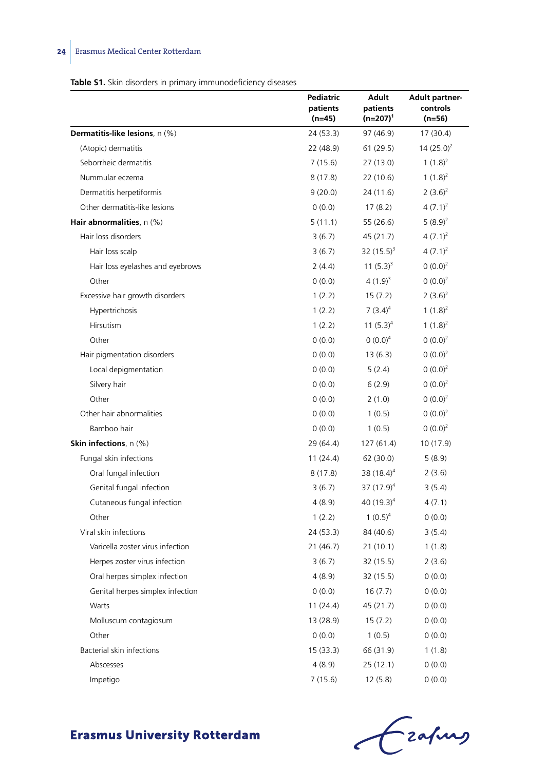**Table S1.** Skin disorders in primary immunodeficiency diseases

| | Pediatric patients (n=45) | Adult patients (n=207)[1] | Adult partner-controls (n=56) |
|---|---|---|---|
| **Dermatitis-like lesions**, n (%) | 24 (53.3) | 97 (46.9) | 17 (30.4) |
| (Atopic) dermatitis | 22 (48.9) | 61 (29.5) | 14 (25.0)[2] |
| Seborrheic dermatitis | 7 (15.6) | 27 (13.0) | 1 (1.8)[2] |
| Nummular eczema | 8 (17.8) | 22 (10.6) | 1 (1.8)[2] |
| Dermatitis herpetiformis | 9 (20.0) | 24 (11.6) | 2 (3.6)[2] |
| Other dermatitis-like lesions | 0 (0.0) | 17 (8.2) | 4 (7.1)[2] |
| **Hair abnormalities**, n (%) | 5 (11.1) | 55 (26.6) | 5 (8.9)[2] |
| Hair loss disorders | 3 (6.7) | 45 (21.7) | 4 (7.1)[2] |
| Hair loss scalp | 3 (6.7) | 32 (15.5)[3] | 4 (7.1)[2] |
| Hair loss eyelashes and eyebrows | 2 (4.4) | 11 (5.3)[3] | 0 (0.0)[2] |
| Other | 0 (0.0) | 4 (1.9)[3] | 0 (0.0)[2] |
| Excessive hair growth disorders | 1 (2.2) | 15 (7.2) | 2 (3.6)[2] |
| Hypertrichosis | 1 (2.2) | 7 (3.4)[4] | 1 (1.8)[2] |
| Hirsutism | 1 (2.2) | 11 (5.3)[4] | 1 (1.8)[2] |
| Other | 0 (0.0) | 0 (0.0)[4] | 0 (0.0)[2] |
| Hair pigmentation disorders | 0 (0.0) | 13 (6.3) | 0 (0.0)[2] |
| Local depigmentation | 0 (0.0) | 5 (2.4) | 0 (0.0)[2] |
| Silvery hair | 0 (0.0) | 6 (2.9) | 0 (0.0)[2] |
| Other | 0 (0.0) | 2 (1.0) | 0 (0.0)[2] |
| Other hair abnormalities | 0 (0.0) | 1 (0.5) | 0 (0.0)[2] |
| Bamboo hair | 0 (0.0) | 1 (0.5) | 0 (0.0)[2] |
| **Skin infections**, n (%) | 29 (64.4) | 127 (61.4) | 10 (17.9) |
| Fungal skin infections | 11 (24.4) | 62 (30.0) | 5 (8.9) |
| Oral fungal infection | 8 (17.8) | 38 (18.4)[4] | 2 (3.6) |
| Genital fungal infection | 3 (6.7) | 37 (17.9)[4] | 3 (5.4) |
| Cutaneous fungal infection | 4 (8.9) | 40 (19.3)[4] | 4 (7.1) |
| Other | 1 (2.2) | 1 (0.5)[4] | 0 (0.0) |
| Viral skin infections | 24 (53.3) | 84 (40.6) | 3 (5.4) |
| Varicella zoster virus infection | 21 (46.7) | 21 (10.1) | 1 (1.8) |
| Herpes zoster virus infection | 3 (6.7) | 32 (15.5) | 2 (3.6) |
| Oral herpes simplex infection | 4 (8.9) | 32 (15.5) | 0 (0.0) |
| Genital herpes simplex infection | 0 (0.0) | 16 (7.7) | 0 (0.0) |
| Warts | 11 (24.4) | 45 (21.7) | 0 (0.0) |
| Molluscum contagiosum | 13 (28.9) | 15 (7.2) | 0 (0.0) |
| Other | 0 (0.0) | 1 (0.5) | 0 (0.0) |
| Bacterial skin infections | 15 (33.3) | 66 (31.9) | 1 (1.8) |
| Abscesses | 4 (8.9) | 25 (12.1) | 0 (0.0) |
| Impetigo | 7 (15.6) | 12 (5.8) | 0 (0.0) |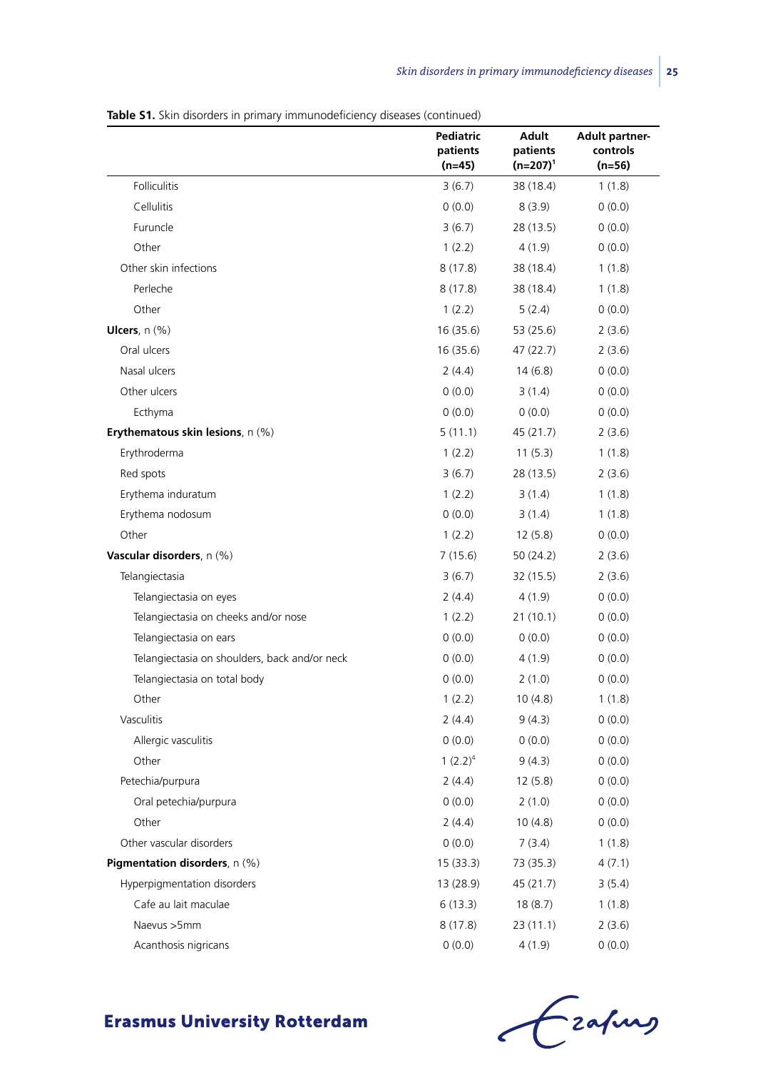**Table S1.** Skin disorders in primary immunodeficiency diseases (continued)

| | Pediatric patients (n=45) | Adult patients (n=207)[1] | Adult partner-controls (n=56) |
|---|---|---|---|
| Folliculitis | 3 (6.7) | 38 (18.4) | 1 (1.8) |
| Cellulitis | 0 (0.0) | 8 (3.9) | 0 (0.0) |
| Furuncle | 3 (6.7) | 28 (13.5) | 0 (0.0) |
| Other | 1 (2.2) | 4 (1.9) | 0 (0.0) |
| Other skin infections | 8 (17.8) | 38 (18.4) | 1 (1.8) |
| Perleche | 8 (17.8) | 38 (18.4) | 1 (1.8) |
| Other | 1 (2.2) | 5 (2.4) | 0 (0.0) |
| **Ulcers**, n (%) | 16 (35.6) | 53 (25.6) | 2 (3.6) |
| Oral ulcers | 16 (35.6) | 47 (22.7) | 2 (3.6) |
| Nasal ulcers | 2 (4.4) | 14 (6.8) | 0 (0.0) |
| Other ulcers | 0 (0.0) | 3 (1.4) | 0 (0.0) |
| Ecthyma | 0 (0.0) | 0 (0.0) | 0 (0.0) |
| **Erythematous skin lesions**, n (%) | 5 (11.1) | 45 (21.7) | 2 (3.6) |
| Erythroderma | 1 (2.2) | 11 (5.3) | 1 (1.8) |
| Red spots | 3 (6.7) | 28 (13.5) | 2 (3.6) |
| Erythema induratum | 1 (2.2) | 3 (1.4) | 1 (1.8) |
| Erythema nodosum | 0 (0.0) | 3 (1.4) | 1 (1.8) |
| Other | 1 (2.2) | 12 (5.8) | 0 (0.0) |
| **Vascular disorders**, n (%) | 7 (15.6) | 50 (24.2) | 2 (3.6) |
| Telangiectasia | 3 (6.7) | 32 (15.5) | 2 (3.6) |
| Telangiectasia on eyes | 2 (4.4) | 4 (1.9) | 0 (0.0) |
| Telangiectasia on cheeks and/or nose | 1 (2.2) | 21 (10.1) | 0 (0.0) |
| Telangiectasia on ears | 0 (0.0) | 0 (0.0) | 0 (0.0) |
| Telangiectasia on shoulders, back and/or neck | 0 (0.0) | 4 (1.9) | 0 (0.0) |
| Telangiectasia on total body | 0 (0.0) | 2 (1.0) | 0 (0.0) |
| Other | 1 (2.2) | 10 (4.8) | 1 (1.8) |
| Vasculitis | 2 (4.4) | 9 (4.3) | 0 (0.0) |
| Allergic vasculitis | 0 (0.0) | 0 (0.0) | 0 (0.0) |
| Other | 1 (2.2)[4] | 9 (4.3) | 0 (0.0) |
| Petechia/purpura | 2 (4.4) | 12 (5.8) | 0 (0.0) |
| Oral petechia/purpura | 0 (0.0) | 2 (1.0) | 0 (0.0) |
| Other | 2 (4.4) | 10 (4.8) | 0 (0.0) |
| Other vascular disorders | 0 (0.0) | 7 (3.4) | 1 (1.8) |
| **Pigmentation disorders**, n (%) | 15 (33.3) | 73 (35.3) | 4 (7.1) |
| Hyperpigmentation disorders | 13 (28.9) | 45 (21.7) | 3 (5.4) |
| Cafe au lait maculae | 6 (13.3) | 18 (8.7) | 1 (1.8) |
| Naevus >5mm | 8 (17.8) | 23 (11.1) | 2 (3.6) |
| Acanthosis nigricans | 0 (0.0) | 4 (1.9) | 0 (0.0) |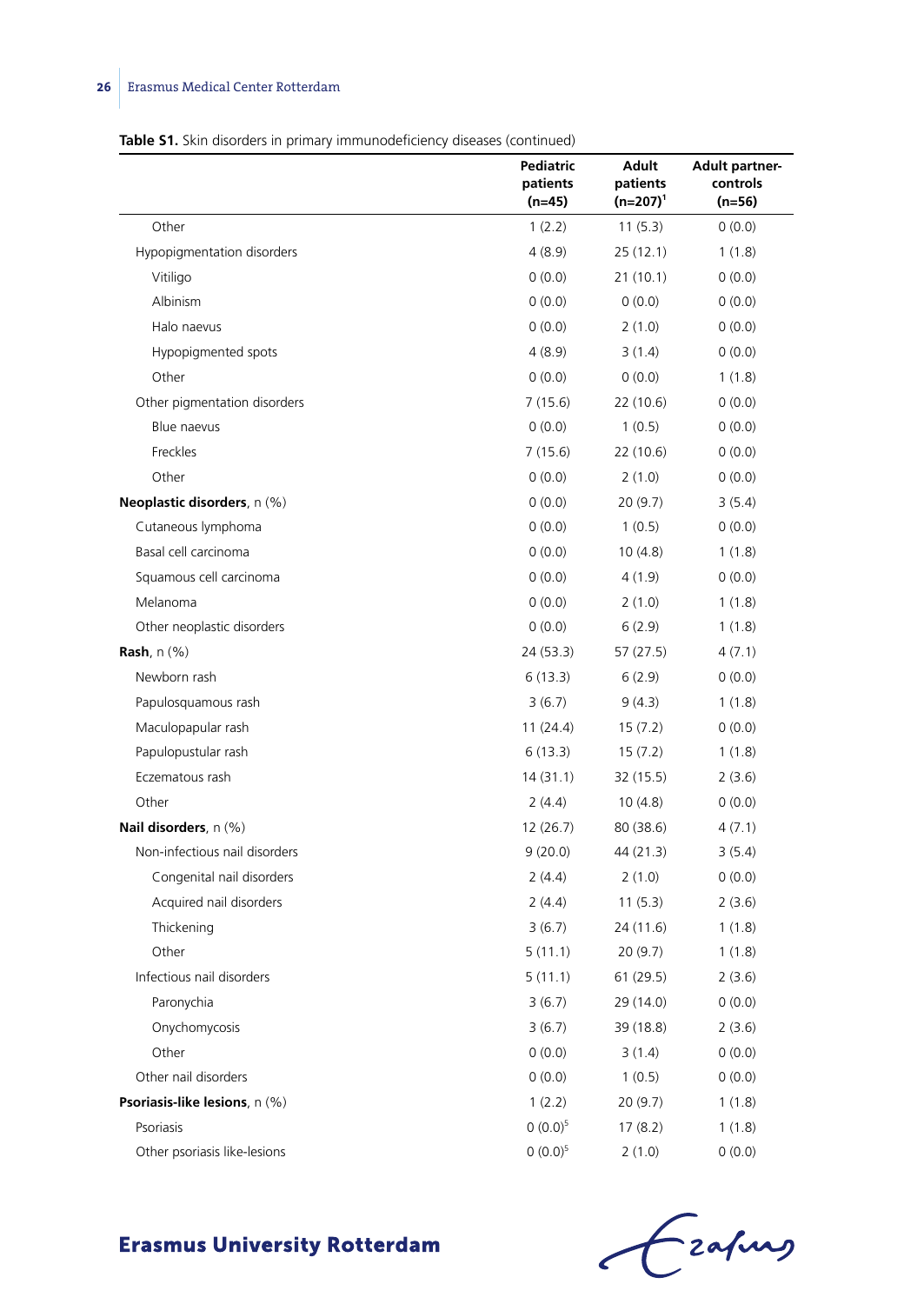**Table S1.** Skin disorders in primary immunodeficiency diseases (continued)

| | Pediatric patients (n=45) | Adult patients (n=207)[1] | Adult partner-controls (n=56) |
|---|---|---|---|
| Other | 1 (2.2) | 11 (5.3) | 0 (0.0) |
| Hypopigmentation disorders | 4 (8.9) | 25 (12.1) | 1 (1.8) |
| Vitiligo | 0 (0.0) | 21 (10.1) | 0 (0.0) |
| Albinism | 0 (0.0) | 0 (0.0) | 0 (0.0) |
| Halo naevus | 0 (0.0) | 2 (1.0) | 0 (0.0) |
| Hypopigmented spots | 4 (8.9) | 3 (1.4) | 0 (0.0) |
| Other | 0 (0.0) | 0 (0.0) | 1 (1.8) |
| Other pigmentation disorders | 7 (15.6) | 22 (10.6) | 0 (0.0) |
| Blue naevus | 0 (0.0) | 1 (0.5) | 0 (0.0) |
| Freckles | 7 (15.6) | 22 (10.6) | 0 (0.0) |
| Other | 0 (0.0) | 2 (1.0) | 0 (0.0) |
| **Neoplastic disorders**, n (%) | 0 (0.0) | 20 (9.7) | 3 (5.4) |
| Cutaneous lymphoma | 0 (0.0) | 1 (0.5) | 0 (0.0) |
| Basal cell carcinoma | 0 (0.0) | 10 (4.8) | 1 (1.8) |
| Squamous cell carcinoma | 0 (0.0) | 4 (1.9) | 0 (0.0) |
| Melanoma | 0 (0.0) | 2 (1.0) | 1 (1.8) |
| Other neoplastic disorders | 0 (0.0) | 6 (2.9) | 1 (1.8) |
| **Rash**, n (%) | 24 (53.3) | 57 (27.5) | 4 (7.1) |
| Newborn rash | 6 (13.3) | 6 (2.9) | 0 (0.0) |
| Papulosquamous rash | 3 (6.7) | 9 (4.3) | 1 (1.8) |
| Maculopapular rash | 11 (24.4) | 15 (7.2) | 0 (0.0) |
| Papulopustular rash | 6 (13.3) | 15 (7.2) | 1 (1.8) |
| Eczematous rash | 14 (31.1) | 32 (15.5) | 2 (3.6) |
| Other | 2 (4.4) | 10 (4.8) | 0 (0.0) |
| **Nail disorders**, n (%) | 12 (26.7) | 80 (38.6) | 4 (7.1) |
| Non-infectious nail disorders | 9 (20.0) | 44 (21.3) | 3 (5.4) |
| Congenital nail disorders | 2 (4.4) | 2 (1.0) | 0 (0.0) |
| Acquired nail disorders | 2 (4.4) | 11 (5.3) | 2 (3.6) |
| Thickening | 3 (6.7) | 24 (11.6) | 1 (1.8) |
| Other | 5 (11.1) | 20 (9.7) | 1 (1.8) |
| Infectious nail disorders | 5 (11.1) | 61 (29.5) | 2 (3.6) |
| Paronychia | 3 (6.7) | 29 (14.0) | 0 (0.0) |
| Onychomycosis | 3 (6.7) | 39 (18.8) | 2 (3.6) |
| Other | 0 (0.0) | 3 (1.4) | 0 (0.0) |
| Other nail disorders | 0 (0.0) | 1 (0.5) | 0 (0.0) |
| **Psoriasis-like lesions**, n (%) | 1 (2.2) | 20 (9.7) | 1 (1.8) |
| Psoriasis | 0 (0.0)[5] | 17 (8.2) | 1 (1.8) |
| Other psoriasis like-lesions | 0 (0.0)[5] | 2 (1.0) | 0 (0.0) |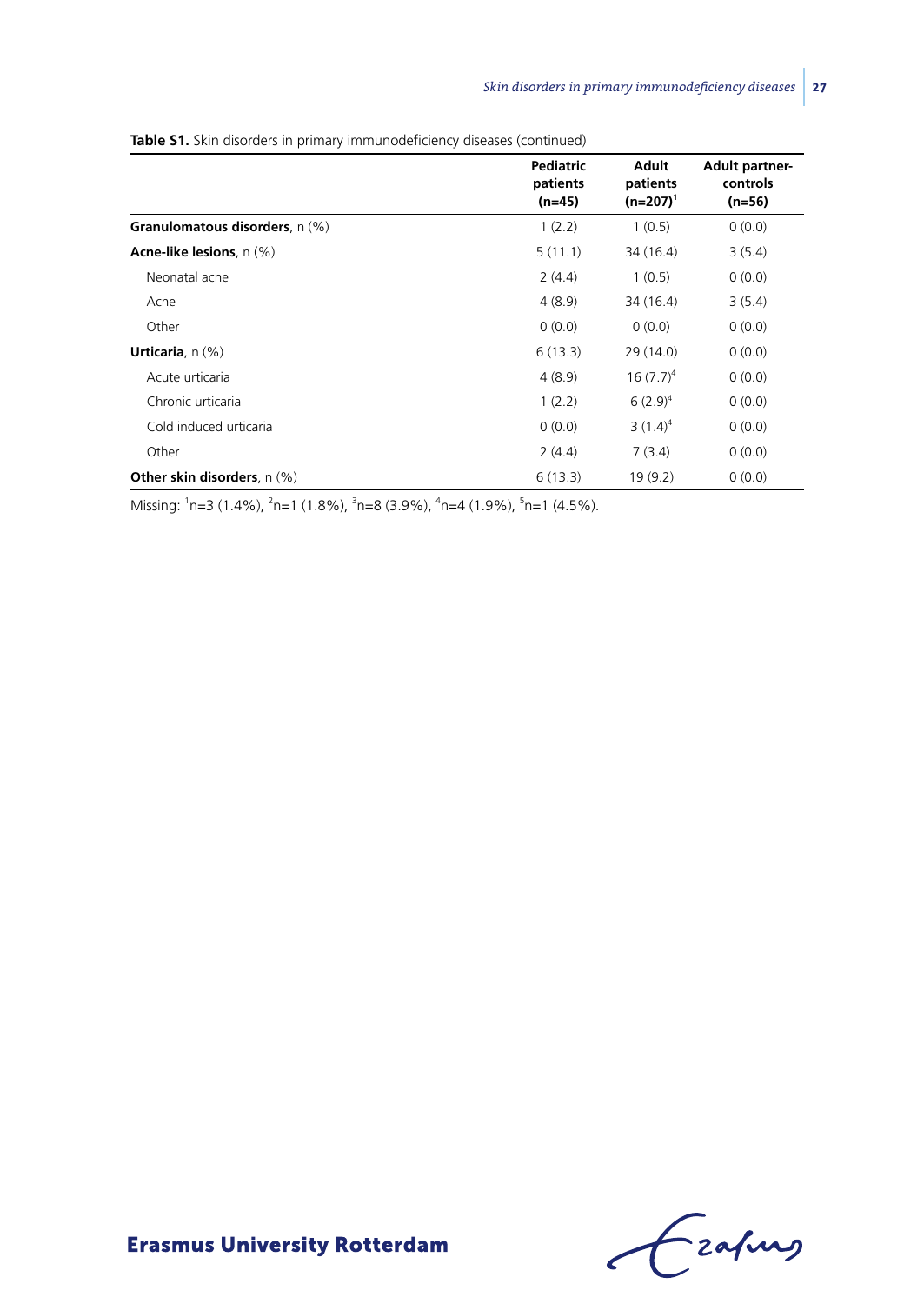**Table S1.** Skin disorders in primary immunodeficiency diseases (continued)

| | Pediatric patients (n=45) | Adult patients (n=207)[1] | Adult partner-controls (n=56) |
|---|---|---|---|
| **Granulomatous disorders**, n (%) | 1 (2.2) | 1 (0.5) | 0 (0.0) |
| **Acne-like lesions**, n (%) | 5 (11.1) | 34 (16.4) | 3 (5.4) |
| Neonatal acne | 2 (4.4) | 1 (0.5) | 0 (0.0) |
| Acne | 4 (8.9) | 34 (16.4) | 3 (5.4) |
| Other | 0 (0.0) | 0 (0.0) | 0 (0.0) |
| **Urticaria**, n (%) | 6 (13.3) | 29 (14.0) | 0 (0.0) |
| Acute urticaria | 4 (8.9) | 16 (7.7)[4] | 0 (0.0) |
| Chronic urticaria | 1 (2.2) | 6 (2.9)[4] | 0 (0.0) |
| Cold induced urticaria | 0 (0.0) | 3 (1.4)[4] | 0 (0.0) |
| Other | 2 (4.4) | 7 (3.4) | 0 (0.0) |
| **Other skin disorders**, n (%) | 6 (13.3) | 19 (9.2) | 0 (0.0) |

Missing: [1]n=3 (1.4%), [2]n=1 (1.8%), [3]n=8 (3.9%), [4]n=4 (1.9%), [5]n=1 (4.5%).